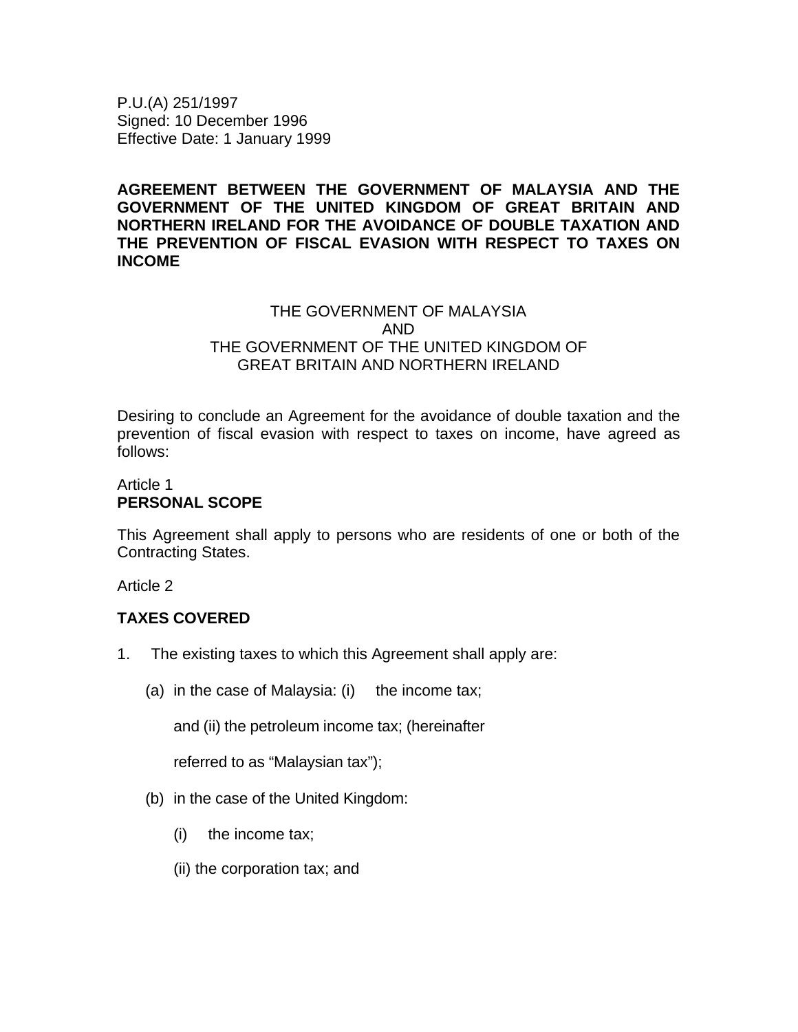P.U.(A) 251/1997
Signed: 10 December 1996
Effective Date: 1 January 1999

**AGREEMENT BETWEEN THE GOVERNMENT OF MALAYSIA AND THE GOVERNMENT OF THE UNITED KINGDOM OF GREAT BRITAIN AND NORTHERN IRELAND FOR THE AVOIDANCE OF DOUBLE TAXATION AND THE PREVENTION OF FISCAL EVASION WITH RESPECT TO TAXES ON INCOME**

THE GOVERNMENT OF MALAYSIA
AND
THE GOVERNMENT OF THE UNITED KINGDOM OF
GREAT BRITAIN AND NORTHERN IRELAND

Desiring to conclude an Agreement for the avoidance of double taxation and the prevention of fiscal evasion with respect to taxes on income, have agreed as follows:

Article 1
**PERSONAL SCOPE**

This Agreement shall apply to persons who are residents of one or both of the Contracting States.

Article 2

**TAXES COVERED**

1. The existing taxes to which this Agreement shall apply are:

   (a) in the case of Malaysia: (i) the income tax;

   and (ii) the petroleum income tax; (hereinafter

   referred to as "Malaysian tax");

   (b) in the case of the United Kingdom:

      (i) the income tax;

      (ii) the corporation tax; and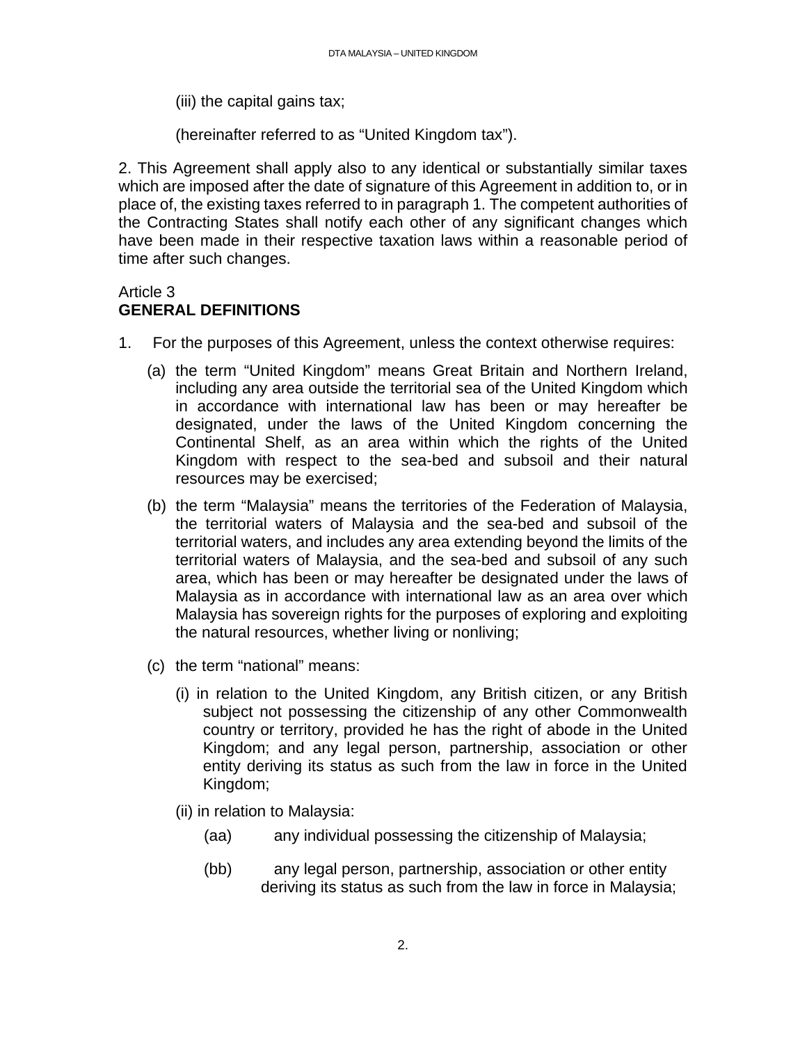(iii) the capital gains tax;

(hereinafter referred to as "United Kingdom tax").

2. This Agreement shall apply also to any identical or substantially similar taxes which are imposed after the date of signature of this Agreement in addition to, or in place of, the existing taxes referred to in paragraph 1. The competent authorities of the Contracting States shall notify each other of any significant changes which have been made in their respective taxation laws within a reasonable period of time after such changes.

Article 3
**GENERAL DEFINITIONS**

1. For the purposes of this Agreement, unless the context otherwise requires:

   (a) the term "United Kingdom" means Great Britain and Northern Ireland, including any area outside the territorial sea of the United Kingdom which in accordance with international law has been or may hereafter be designated, under the laws of the United Kingdom concerning the Continental Shelf, as an area within which the rights of the United Kingdom with respect to the sea-bed and subsoil and their natural resources may be exercised;

   (b) the term "Malaysia" means the territories of the Federation of Malaysia, the territorial waters of Malaysia and the sea-bed and subsoil of the territorial waters, and includes any area extending beyond the limits of the territorial waters of Malaysia, and the sea-bed and subsoil of any such area, which has been or may hereafter be designated under the laws of Malaysia as in accordance with international law as an area over which Malaysia has sovereign rights for the purposes of exploring and exploiting the natural resources, whether living or nonliving;

   (c) the term "national" means:

      (i) in relation to the United Kingdom, any British citizen, or any British subject not possessing the citizenship of any other Commonwealth country or territory, provided he has the right of abode in the United Kingdom; and any legal person, partnership, association or other entity deriving its status as such from the law in force in the United Kingdom;

      (ii) in relation to Malaysia:

         (aa) any individual possessing the citizenship of Malaysia;

         (bb) any legal person, partnership, association or other entity deriving its status as such from the law in force in Malaysia;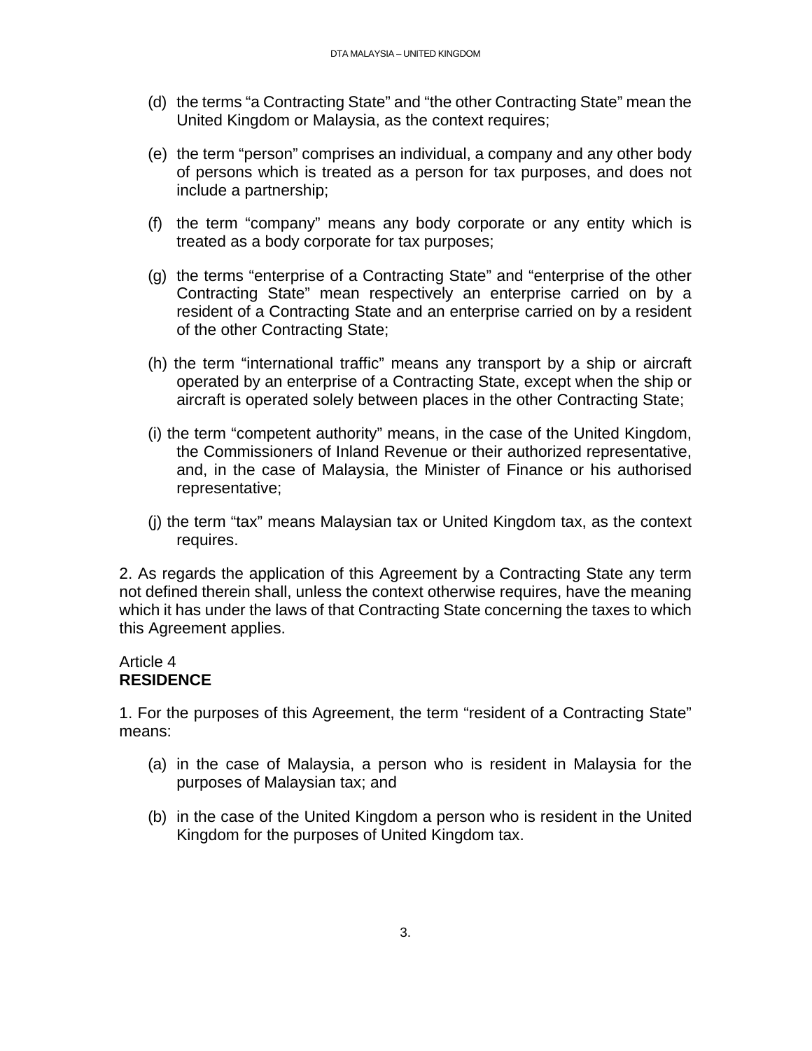(d) the terms "a Contracting State" and "the other Contracting State" mean the United Kingdom or Malaysia, as the context requires;

(e) the term "person" comprises an individual, a company and any other body of persons which is treated as a person for tax purposes, and does not include a partnership;

(f) the term "company" means any body corporate or any entity which is treated as a body corporate for tax purposes;

(g) the terms "enterprise of a Contracting State" and "enterprise of the other Contracting State" mean respectively an enterprise carried on by a resident of a Contracting State and an enterprise carried on by a resident of the other Contracting State;

(h) the term "international traffic" means any transport by a ship or aircraft operated by an enterprise of a Contracting State, except when the ship or aircraft is operated solely between places in the other Contracting State;

(i) the term "competent authority" means, in the case of the United Kingdom, the Commissioners of Inland Revenue or their authorized representative, and, in the case of Malaysia, the Minister of Finance or his authorised representative;

(j) the term "tax" means Malaysian tax or United Kingdom tax, as the context requires.

2. As regards the application of this Agreement by a Contracting State any term not defined therein shall, unless the context otherwise requires, have the meaning which it has under the laws of that Contracting State concerning the taxes to which this Agreement applies.

Article 4
**RESIDENCE**

1. For the purposes of this Agreement, the term "resident of a Contracting State" means:

(a) in the case of Malaysia, a person who is resident in Malaysia for the purposes of Malaysian tax; and

(b) in the case of the United Kingdom a person who is resident in the United Kingdom for the purposes of United Kingdom tax.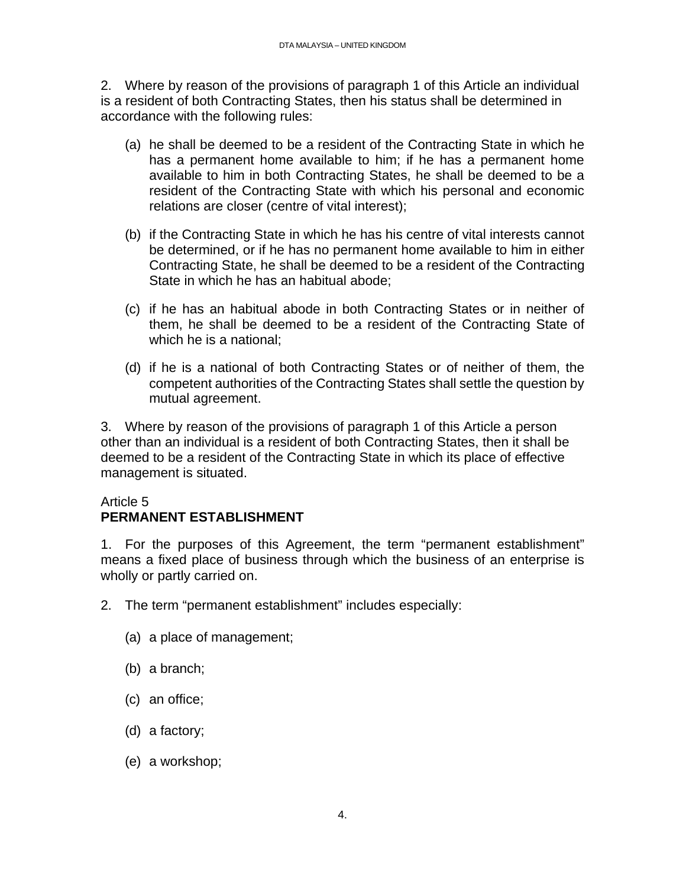2. Where by reason of the provisions of paragraph 1 of this Article an individual is a resident of both Contracting States, then his status shall be determined in accordance with the following rules:

(a) he shall be deemed to be a resident of the Contracting State in which he has a permanent home available to him; if he has a permanent home available to him in both Contracting States, he shall be deemed to be a resident of the Contracting State with which his personal and economic relations are closer (centre of vital interest);

(b) if the Contracting State in which he has his centre of vital interests cannot be determined, or if he has no permanent home available to him in either Contracting State, he shall be deemed to be a resident of the Contracting State in which he has an habitual abode;

(c) if he has an habitual abode in both Contracting States or in neither of them, he shall be deemed to be a resident of the Contracting State of which he is a national;

(d) if he is a national of both Contracting States or of neither of them, the competent authorities of the Contracting States shall settle the question by mutual agreement.

3. Where by reason of the provisions of paragraph 1 of this Article a person other than an individual is a resident of both Contracting States, then it shall be deemed to be a resident of the Contracting State in which its place of effective management is situated.

Article 5
**PERMANENT ESTABLISHMENT**

1. For the purposes of this Agreement, the term "permanent establishment" means a fixed place of business through which the business of an enterprise is wholly or partly carried on.

2. The term "permanent establishment" includes especially:

(a) a place of management;

(b) a branch;

(c) an office;

(d) a factory;

(e) a workshop;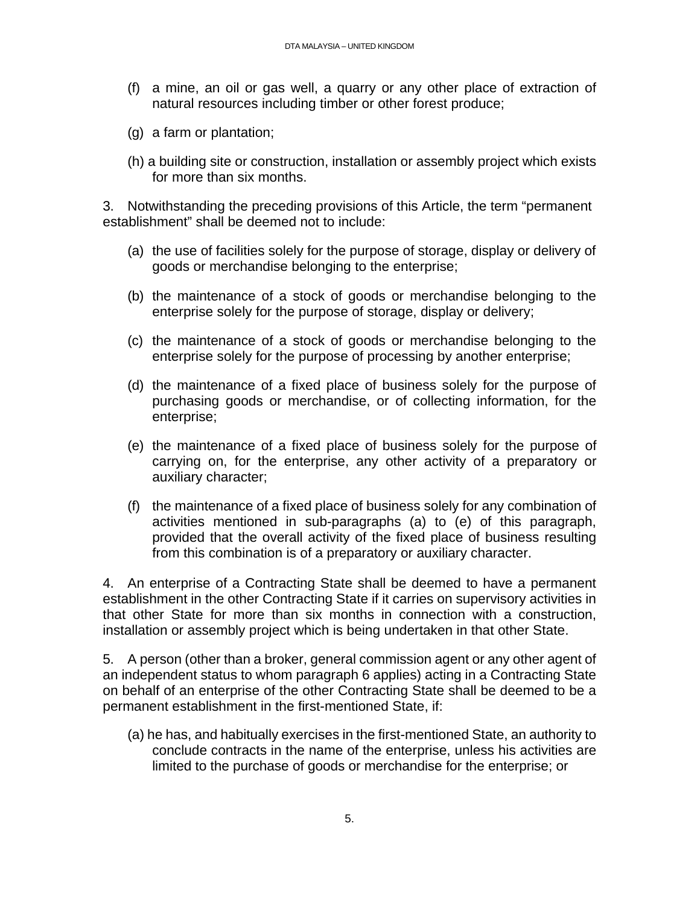(f) a mine, an oil or gas well, a quarry or any other place of extraction of natural resources including timber or other forest produce;

(g) a farm or plantation;

(h) a building site or construction, installation or assembly project which exists for more than six months.

3. Notwithstanding the preceding provisions of this Article, the term "permanent establishment" shall be deemed not to include:

(a) the use of facilities solely for the purpose of storage, display or delivery of goods or merchandise belonging to the enterprise;

(b) the maintenance of a stock of goods or merchandise belonging to the enterprise solely for the purpose of storage, display or delivery;

(c) the maintenance of a stock of goods or merchandise belonging to the enterprise solely for the purpose of processing by another enterprise;

(d) the maintenance of a fixed place of business solely for the purpose of purchasing goods or merchandise, or of collecting information, for the enterprise;

(e) the maintenance of a fixed place of business solely for the purpose of carrying on, for the enterprise, any other activity of a preparatory or auxiliary character;

(f) the maintenance of a fixed place of business solely for any combination of activities mentioned in sub-paragraphs (a) to (e) of this paragraph, provided that the overall activity of the fixed place of business resulting from this combination is of a preparatory or auxiliary character.

4. An enterprise of a Contracting State shall be deemed to have a permanent establishment in the other Contracting State if it carries on supervisory activities in that other State for more than six months in connection with a construction, installation or assembly project which is being undertaken in that other State.

5. A person (other than a broker, general commission agent or any other agent of an independent status to whom paragraph 6 applies) acting in a Contracting State on behalf of an enterprise of the other Contracting State shall be deemed to be a permanent establishment in the first-mentioned State, if:

(a) he has, and habitually exercises in the first-mentioned State, an authority to conclude contracts in the name of the enterprise, unless his activities are limited to the purchase of goods or merchandise for the enterprise; or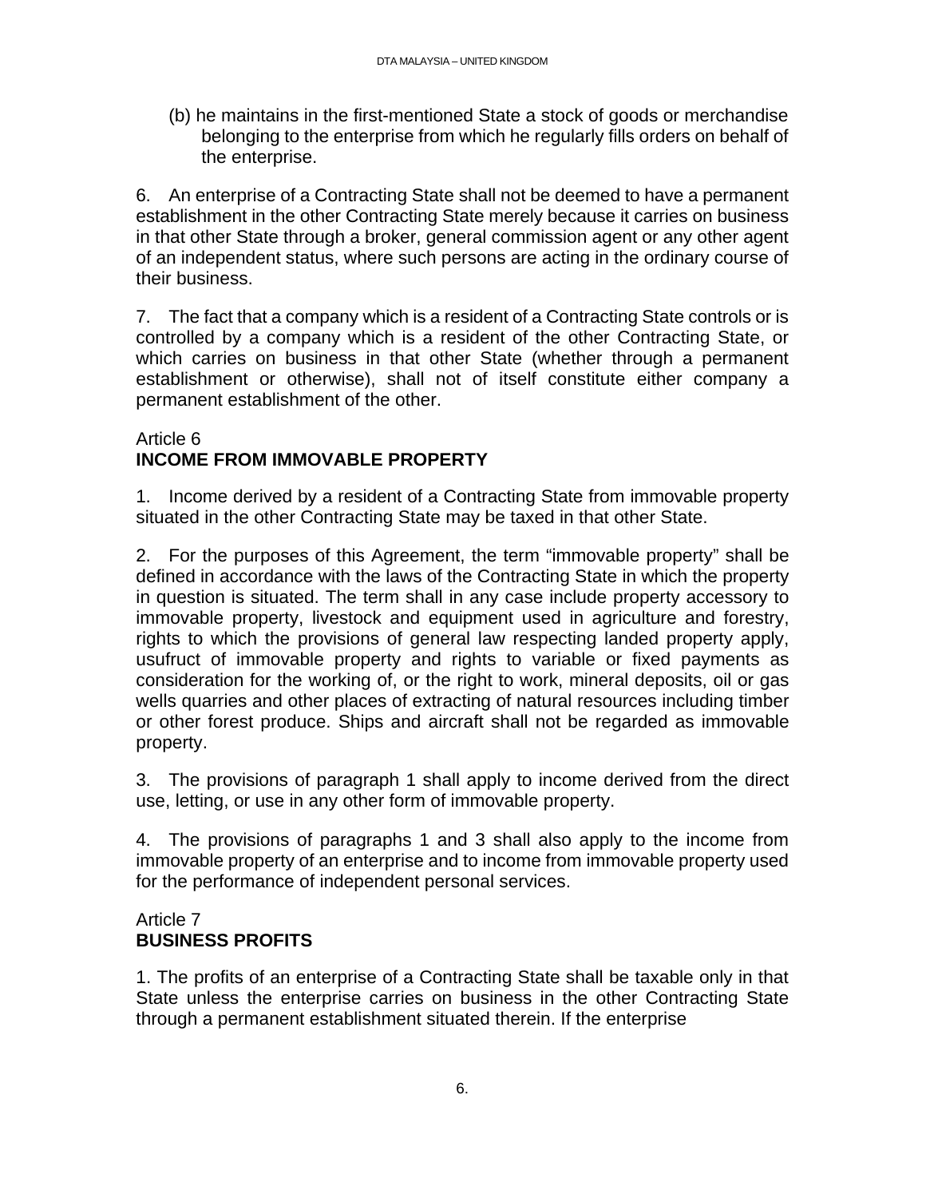(b) he maintains in the first-mentioned State a stock of goods or merchandise belonging to the enterprise from which he regularly fills orders on behalf of the enterprise.

6. An enterprise of a Contracting State shall not be deemed to have a permanent establishment in the other Contracting State merely because it carries on business in that other State through a broker, general commission agent or any other agent of an independent status, where such persons are acting in the ordinary course of their business.

7. The fact that a company which is a resident of a Contracting State controls or is controlled by a company which is a resident of the other Contracting State, or which carries on business in that other State (whether through a permanent establishment or otherwise), shall not of itself constitute either company a permanent establishment of the other.

## Article 6
## INCOME FROM IMMOVABLE PROPERTY

1. Income derived by a resident of a Contracting State from immovable property situated in the other Contracting State may be taxed in that other State.

2. For the purposes of this Agreement, the term “immovable property” shall be defined in accordance with the laws of the Contracting State in which the property in question is situated. The term shall in any case include property accessory to immovable property, livestock and equipment used in agriculture and forestry, rights to which the provisions of general law respecting landed property apply, usufruct of immovable property and rights to variable or fixed payments as consideration for the working of, or the right to work, mineral deposits, oil or gas wells quarries and other places of extracting of natural resources including timber or other forest produce. Ships and aircraft shall not be regarded as immovable property.

3. The provisions of paragraph 1 shall apply to income derived from the direct use, letting, or use in any other form of immovable property.

4. The provisions of paragraphs 1 and 3 shall also apply to the income from immovable property of an enterprise and to income from immovable property used for the performance of independent personal services.

## Article 7
## BUSINESS PROFITS

1. The profits of an enterprise of a Contracting State shall be taxable only in that State unless the enterprise carries on business in the other Contracting State through a permanent establishment situated therein. If the enterprise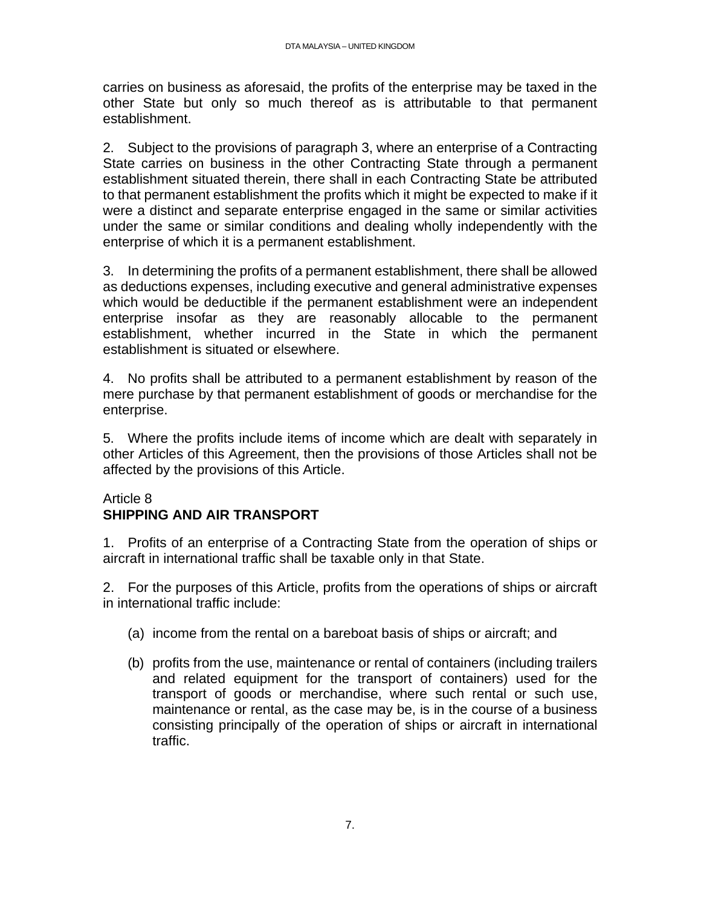carries on business as aforesaid, the profits of the enterprise may be taxed in the other State but only so much thereof as is attributable to that permanent establishment.

2. Subject to the provisions of paragraph 3, where an enterprise of a Contracting State carries on business in the other Contracting State through a permanent establishment situated therein, there shall in each Contracting State be attributed to that permanent establishment the profits which it might be expected to make if it were a distinct and separate enterprise engaged in the same or similar activities under the same or similar conditions and dealing wholly independently with the enterprise of which it is a permanent establishment.

3. In determining the profits of a permanent establishment, there shall be allowed as deductions expenses, including executive and general administrative expenses which would be deductible if the permanent establishment were an independent enterprise insofar as they are reasonably allocable to the permanent establishment, whether incurred in the State in which the permanent establishment is situated or elsewhere.

4. No profits shall be attributed to a permanent establishment by reason of the mere purchase by that permanent establishment of goods or merchandise for the enterprise.

5. Where the profits include items of income which are dealt with separately in other Articles of this Agreement, then the provisions of those Articles shall not be affected by the provisions of this Article.

Article 8
**SHIPPING AND AIR TRANSPORT**

1. Profits of an enterprise of a Contracting State from the operation of ships or aircraft in international traffic shall be taxable only in that State.

2. For the purposes of this Article, profits from the operations of ships or aircraft in international traffic include:

(a) income from the rental on a bareboat basis of ships or aircraft; and

(b) profits from the use, maintenance or rental of containers (including trailers and related equipment for the transport of containers) used for the transport of goods or merchandise, where such rental or such use, maintenance or rental, as the case may be, is in the course of a business consisting principally of the operation of ships or aircraft in international traffic.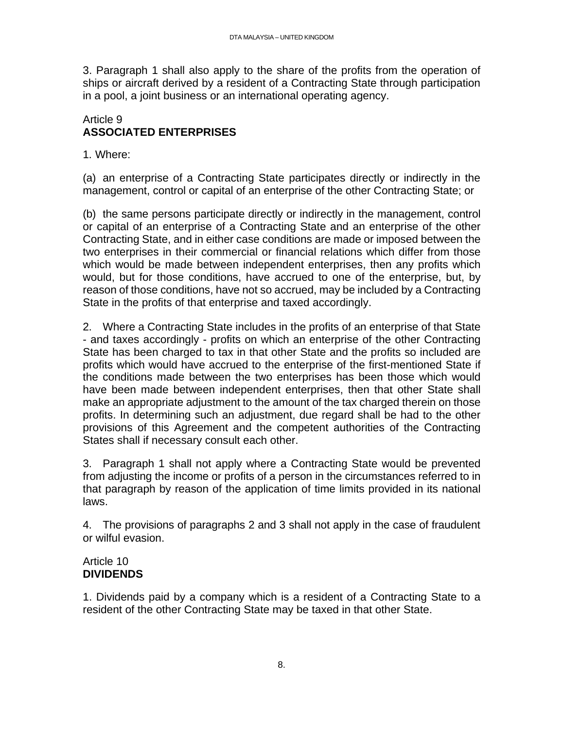3. Paragraph 1 shall also apply to the share of the profits from the operation of ships or aircraft derived by a resident of a Contracting State through participation in a pool, a joint business or an international operating agency.

Article 9
**ASSOCIATED ENTERPRISES**

1. Where:

(a) an enterprise of a Contracting State participates directly or indirectly in the management, control or capital of an enterprise of the other Contracting State; or

(b) the same persons participate directly or indirectly in the management, control or capital of an enterprise of a Contracting State and an enterprise of the other Contracting State, and in either case conditions are made or imposed between the two enterprises in their commercial or financial relations which differ from those which would be made between independent enterprises, then any profits which would, but for those conditions, have accrued to one of the enterprise, but, by reason of those conditions, have not so accrued, may be included by a Contracting State in the profits of that enterprise and taxed accordingly.

2. Where a Contracting State includes in the profits of an enterprise of that State - and taxes accordingly - profits on which an enterprise of the other Contracting State has been charged to tax in that other State and the profits so included are profits which would have accrued to the enterprise of the first-mentioned State if the conditions made between the two enterprises has been those which would have been made between independent enterprises, then that other State shall make an appropriate adjustment to the amount of the tax charged therein on those profits. In determining such an adjustment, due regard shall be had to the other provisions of this Agreement and the competent authorities of the Contracting States shall if necessary consult each other.

3. Paragraph 1 shall not apply where a Contracting State would be prevented from adjusting the income or profits of a person in the circumstances referred to in that paragraph by reason of the application of time limits provided in its national laws.

4. The provisions of paragraphs 2 and 3 shall not apply in the case of fraudulent or wilful evasion.

Article 10
**DIVIDENDS**

1. Dividends paid by a company which is a resident of a Contracting State to a resident of the other Contracting State may be taxed in that other State.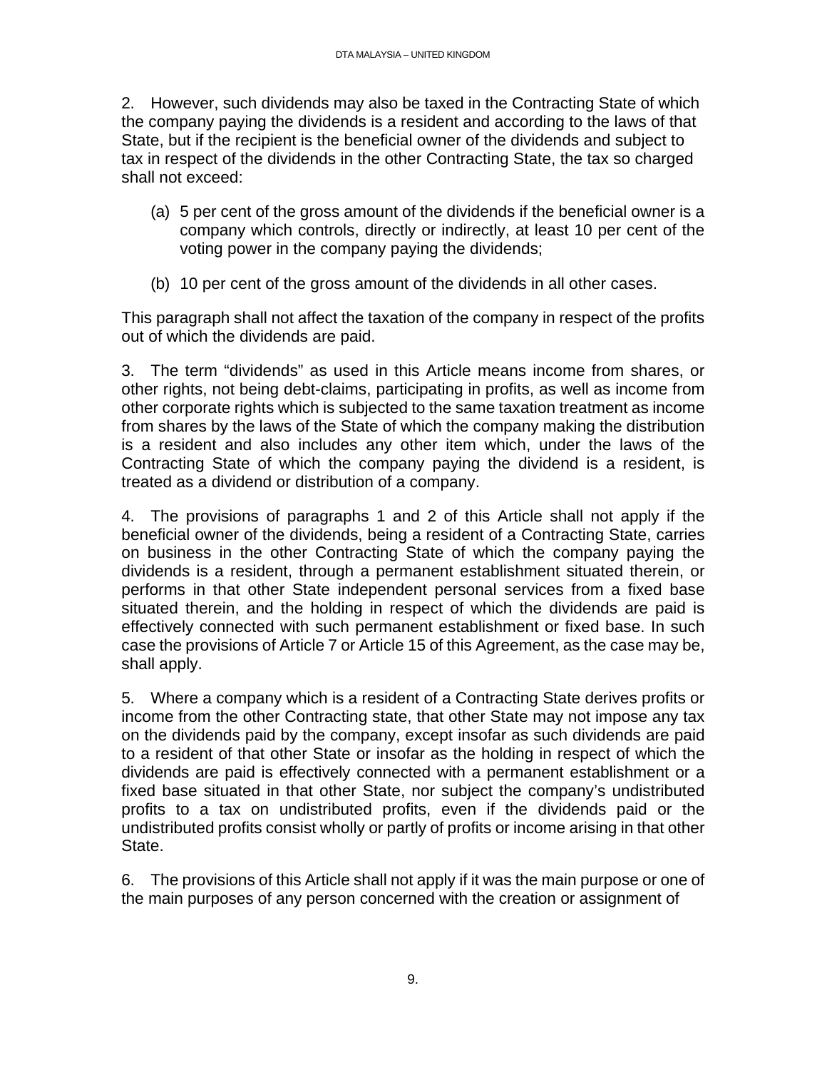2. However, such dividends may also be taxed in the Contracting State of which the company paying the dividends is a resident and according to the laws of that State, but if the recipient is the beneficial owner of the dividends and subject to tax in respect of the dividends in the other Contracting State, the tax so charged shall not exceed:

(a) 5 per cent of the gross amount of the dividends if the beneficial owner is a company which controls, directly or indirectly, at least 10 per cent of the voting power in the company paying the dividends;

(b) 10 per cent of the gross amount of the dividends in all other cases.

This paragraph shall not affect the taxation of the company in respect of the profits out of which the dividends are paid.

3. The term "dividends" as used in this Article means income from shares, or other rights, not being debt-claims, participating in profits, as well as income from other corporate rights which is subjected to the same taxation treatment as income from shares by the laws of the State of which the company making the distribution is a resident and also includes any other item which, under the laws of the Contracting State of which the company paying the dividend is a resident, is treated as a dividend or distribution of a company.

4. The provisions of paragraphs 1 and 2 of this Article shall not apply if the beneficial owner of the dividends, being a resident of a Contracting State, carries on business in the other Contracting State of which the company paying the dividends is a resident, through a permanent establishment situated therein, or performs in that other State independent personal services from a fixed base situated therein, and the holding in respect of which the dividends are paid is effectively connected with such permanent establishment or fixed base. In such case the provisions of Article 7 or Article 15 of this Agreement, as the case may be, shall apply.

5. Where a company which is a resident of a Contracting State derives profits or income from the other Contracting state, that other State may not impose any tax on the dividends paid by the company, except insofar as such dividends are paid to a resident of that other State or insofar as the holding in respect of which the dividends are paid is effectively connected with a permanent establishment or a fixed base situated in that other State, nor subject the company's undistributed profits to a tax on undistributed profits, even if the dividends paid or the undistributed profits consist wholly or partly of profits or income arising in that other State.

6. The provisions of this Article shall not apply if it was the main purpose or one of the main purposes of any person concerned with the creation or assignment of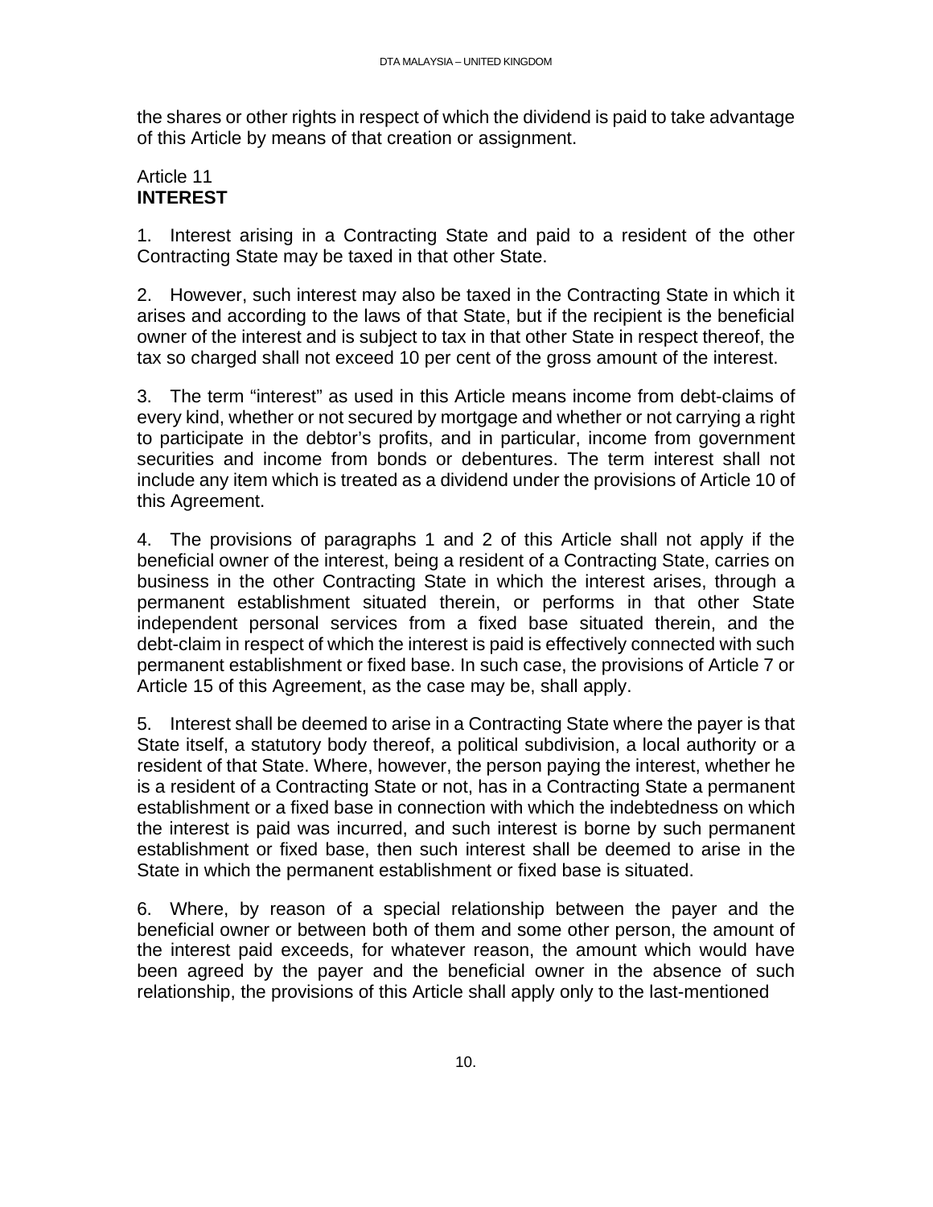the shares or other rights in respect of which the dividend is paid to take advantage of this Article by means of that creation or assignment.

## Article 11
## **INTEREST**

1. Interest arising in a Contracting State and paid to a resident of the other Contracting State may be taxed in that other State.

2. However, such interest may also be taxed in the Contracting State in which it arises and according to the laws of that State, but if the recipient is the beneficial owner of the interest and is subject to tax in that other State in respect thereof, the tax so charged shall not exceed 10 per cent of the gross amount of the interest.

3. The term "interest" as used in this Article means income from debt-claims of every kind, whether or not secured by mortgage and whether or not carrying a right to participate in the debtor's profits, and in particular, income from government securities and income from bonds or debentures. The term interest shall not include any item which is treated as a dividend under the provisions of Article 10 of this Agreement.

4. The provisions of paragraphs 1 and 2 of this Article shall not apply if the beneficial owner of the interest, being a resident of a Contracting State, carries on business in the other Contracting State in which the interest arises, through a permanent establishment situated therein, or performs in that other State independent personal services from a fixed base situated therein, and the debt-claim in respect of which the interest is paid is effectively connected with such permanent establishment or fixed base. In such case, the provisions of Article 7 or Article 15 of this Agreement, as the case may be, shall apply.

5. Interest shall be deemed to arise in a Contracting State where the payer is that State itself, a statutory body thereof, a political subdivision, a local authority or a resident of that State. Where, however, the person paying the interest, whether he is a resident of a Contracting State or not, has in a Contracting State a permanent establishment or a fixed base in connection with which the indebtedness on which the interest is paid was incurred, and such interest is borne by such permanent establishment or fixed base, then such interest shall be deemed to arise in the State in which the permanent establishment or fixed base is situated.

6. Where, by reason of a special relationship between the payer and the beneficial owner or between both of them and some other person, the amount of the interest paid exceeds, for whatever reason, the amount which would have been agreed by the payer and the beneficial owner in the absence of such relationship, the provisions of this Article shall apply only to the last-mentioned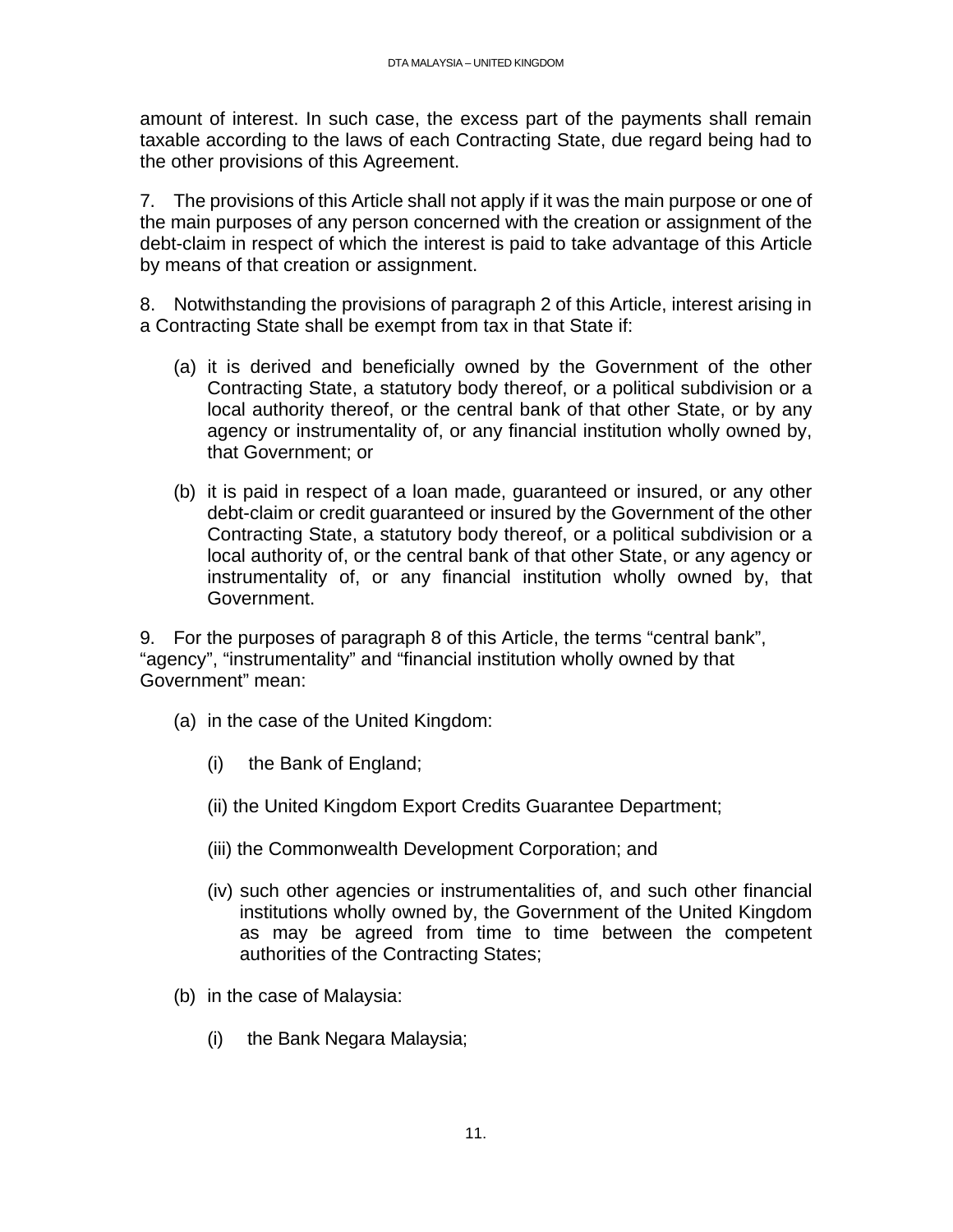amount of interest. In such case, the excess part of the payments shall remain taxable according to the laws of each Contracting State, due regard being had to the other provisions of this Agreement.

7. The provisions of this Article shall not apply if it was the main purpose or one of the main purposes of any person concerned with the creation or assignment of the debt-claim in respect of which the interest is paid to take advantage of this Article by means of that creation or assignment.

8. Notwithstanding the provisions of paragraph 2 of this Article, interest arising in a Contracting State shall be exempt from tax in that State if:

(a) it is derived and beneficially owned by the Government of the other Contracting State, a statutory body thereof, or a political subdivision or a local authority thereof, or the central bank of that other State, or by any agency or instrumentality of, or any financial institution wholly owned by, that Government; or

(b) it is paid in respect of a loan made, guaranteed or insured, or any other debt-claim or credit guaranteed or insured by the Government of the other Contracting State, a statutory body thereof, or a political subdivision or a local authority of, or the central bank of that other State, or any agency or instrumentality of, or any financial institution wholly owned by, that Government.

9. For the purposes of paragraph 8 of this Article, the terms "central bank", "agency", "instrumentality" and "financial institution wholly owned by that Government" mean:

(a) in the case of the United Kingdom:

(i) the Bank of England;

(ii) the United Kingdom Export Credits Guarantee Department;

(iii) the Commonwealth Development Corporation; and

(iv) such other agencies or instrumentalities of, and such other financial institutions wholly owned by, the Government of the United Kingdom as may be agreed from time to time between the competent authorities of the Contracting States;

(b) in the case of Malaysia:

(i) the Bank Negara Malaysia;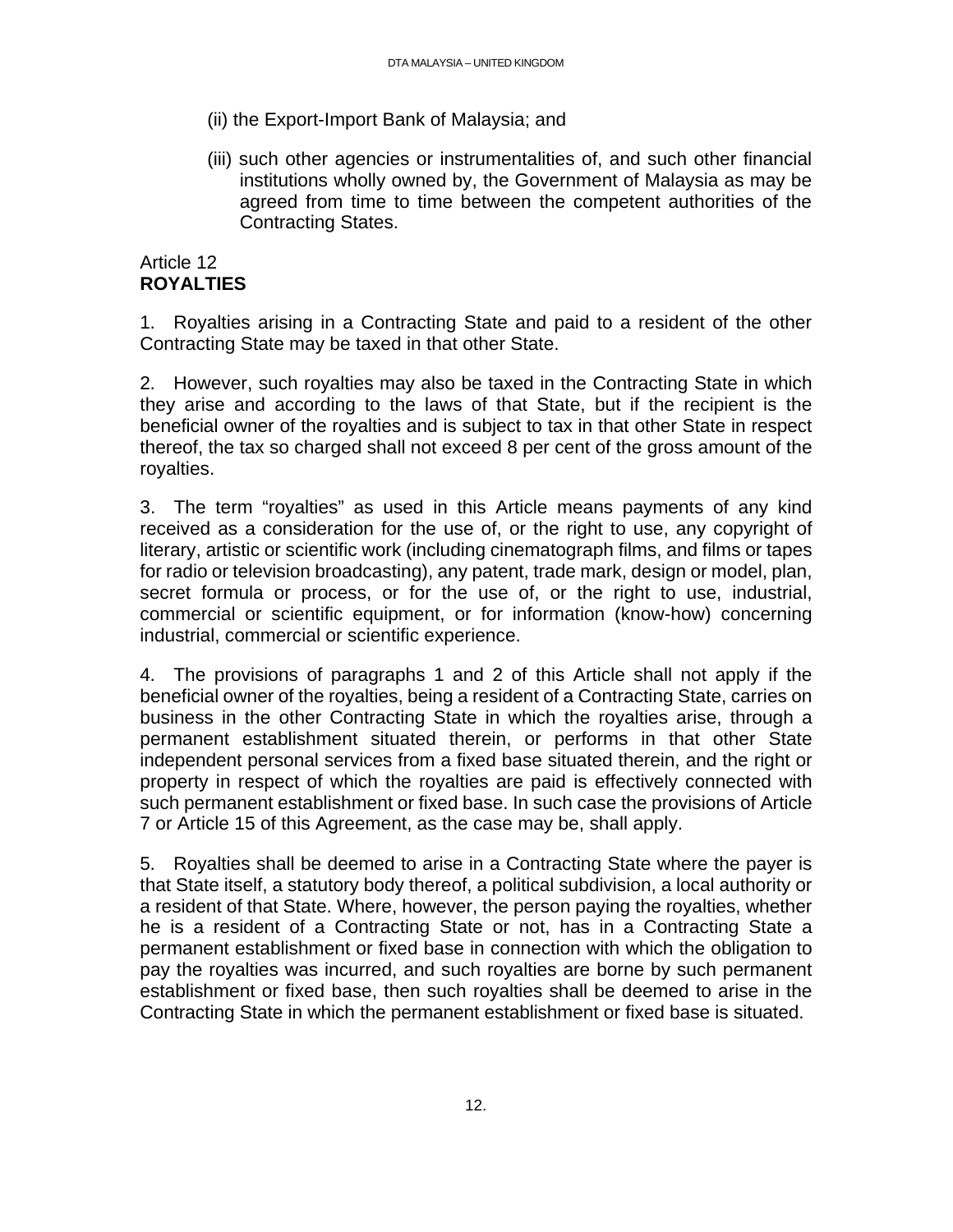(ii) the Export-Import Bank of Malaysia; and

(iii) such other agencies or instrumentalities of, and such other financial institutions wholly owned by, the Government of Malaysia as may be agreed from time to time between the competent authorities of the Contracting States.

Article 12
**ROYALTIES**

1. Royalties arising in a Contracting State and paid to a resident of the other Contracting State may be taxed in that other State.

2. However, such royalties may also be taxed in the Contracting State in which they arise and according to the laws of that State, but if the recipient is the beneficial owner of the royalties and is subject to tax in that other State in respect thereof, the tax so charged shall not exceed 8 per cent of the gross amount of the royalties.

3. The term "royalties" as used in this Article means payments of any kind received as a consideration for the use of, or the right to use, any copyright of literary, artistic or scientific work (including cinematograph films, and films or tapes for radio or television broadcasting), any patent, trade mark, design or model, plan, secret formula or process, or for the use of, or the right to use, industrial, commercial or scientific equipment, or for information (know-how) concerning industrial, commercial or scientific experience.

4. The provisions of paragraphs 1 and 2 of this Article shall not apply if the beneficial owner of the royalties, being a resident of a Contracting State, carries on business in the other Contracting State in which the royalties arise, through a permanent establishment situated therein, or performs in that other State independent personal services from a fixed base situated therein, and the right or property in respect of which the royalties are paid is effectively connected with such permanent establishment or fixed base. In such case the provisions of Article 7 or Article 15 of this Agreement, as the case may be, shall apply.

5. Royalties shall be deemed to arise in a Contracting State where the payer is that State itself, a statutory body thereof, a political subdivision, a local authority or a resident of that State. Where, however, the person paying the royalties, whether he is a resident of a Contracting State or not, has in a Contracting State a permanent establishment or fixed base in connection with which the obligation to pay the royalties was incurred, and such royalties are borne by such permanent establishment or fixed base, then such royalties shall be deemed to arise in the Contracting State in which the permanent establishment or fixed base is situated.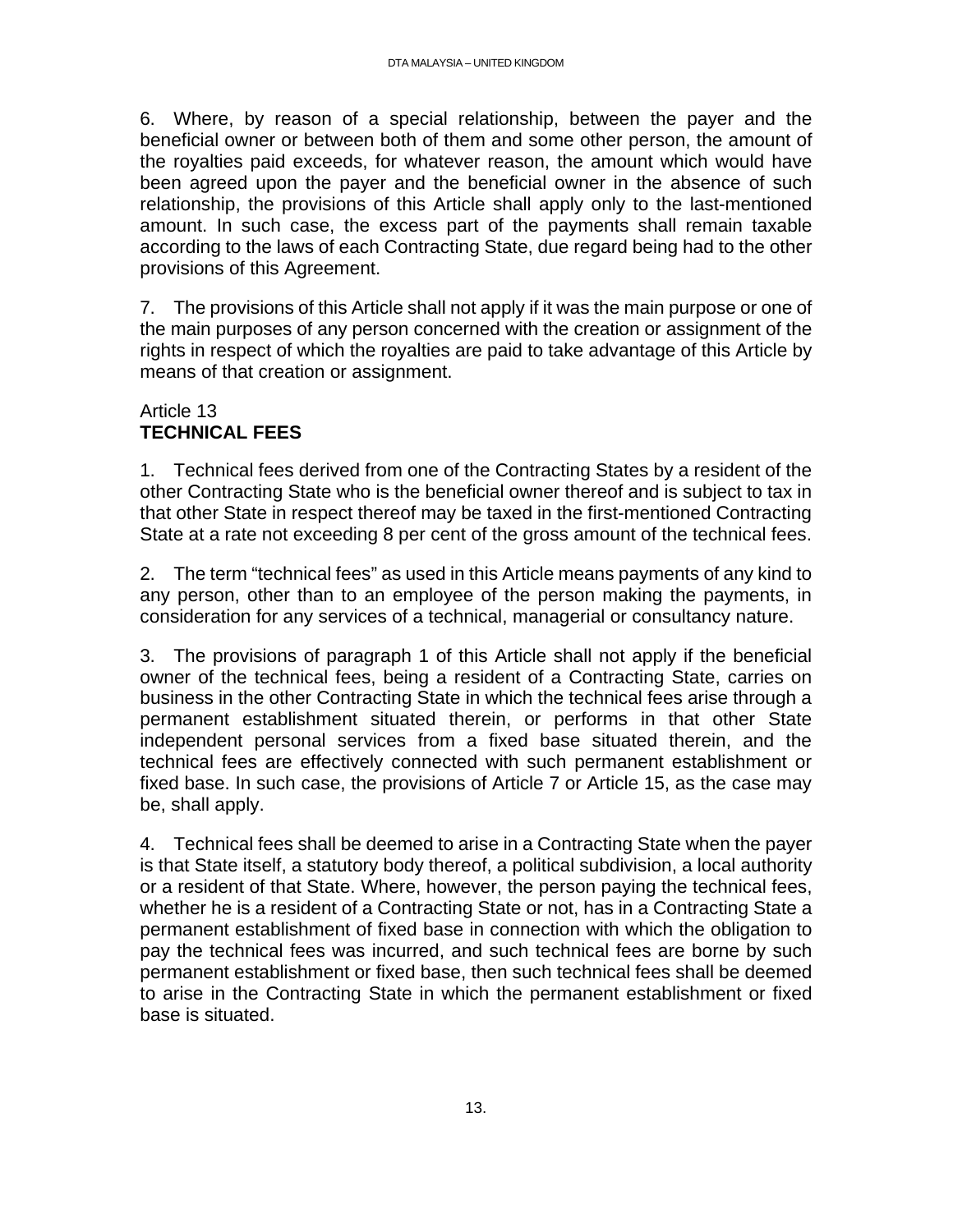6. Where, by reason of a special relationship, between the payer and the beneficial owner or between both of them and some other person, the amount of the royalties paid exceeds, for whatever reason, the amount which would have been agreed upon the payer and the beneficial owner in the absence of such relationship, the provisions of this Article shall apply only to the last-mentioned amount. In such case, the excess part of the payments shall remain taxable according to the laws of each Contracting State, due regard being had to the other provisions of this Agreement.

7. The provisions of this Article shall not apply if it was the main purpose or one of the main purposes of any person concerned with the creation or assignment of the rights in respect of which the royalties are paid to take advantage of this Article by means of that creation or assignment.

## Article 13
## **TECHNICAL FEES**

1. Technical fees derived from one of the Contracting States by a resident of the other Contracting State who is the beneficial owner thereof and is subject to tax in that other State in respect thereof may be taxed in the first-mentioned Contracting State at a rate not exceeding 8 per cent of the gross amount of the technical fees.

2. The term "technical fees" as used in this Article means payments of any kind to any person, other than to an employee of the person making the payments, in consideration for any services of a technical, managerial or consultancy nature.

3. The provisions of paragraph 1 of this Article shall not apply if the beneficial owner of the technical fees, being a resident of a Contracting State, carries on business in the other Contracting State in which the technical fees arise through a permanent establishment situated therein, or performs in that other State independent personal services from a fixed base situated therein, and the technical fees are effectively connected with such permanent establishment or fixed base. In such case, the provisions of Article 7 or Article 15, as the case may be, shall apply.

4. Technical fees shall be deemed to arise in a Contracting State when the payer is that State itself, a statutory body thereof, a political subdivision, a local authority or a resident of that State. Where, however, the person paying the technical fees, whether he is a resident of a Contracting State or not, has in a Contracting State a permanent establishment of fixed base in connection with which the obligation to pay the technical fees was incurred, and such technical fees are borne by such permanent establishment or fixed base, then such technical fees shall be deemed to arise in the Contracting State in which the permanent establishment or fixed base is situated.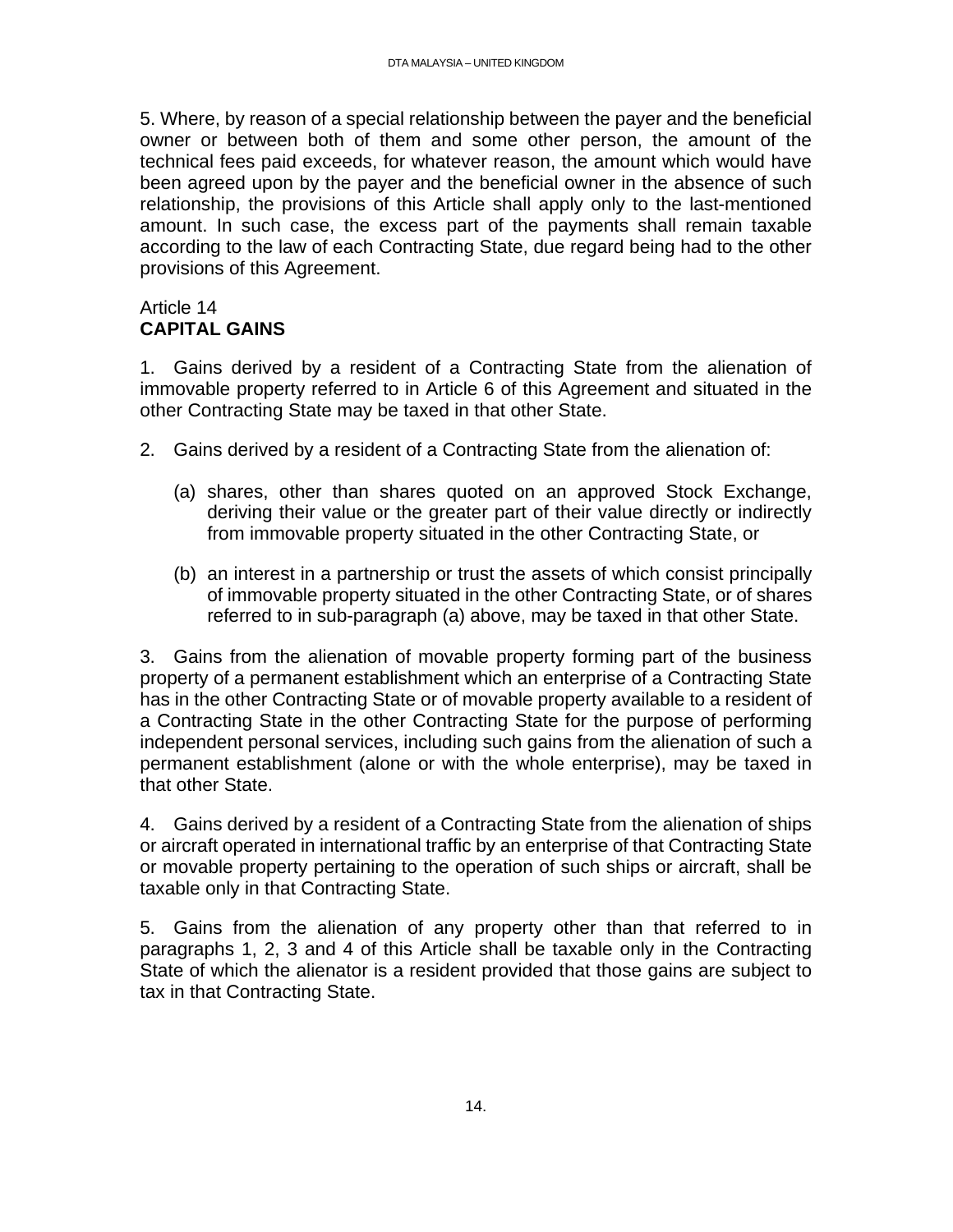5. Where, by reason of a special relationship between the payer and the beneficial owner or between both of them and some other person, the amount of the technical fees paid exceeds, for whatever reason, the amount which would have been agreed upon by the payer and the beneficial owner in the absence of such relationship, the provisions of this Article shall apply only to the last-mentioned amount. In such case, the excess part of the payments shall remain taxable according to the law of each Contracting State, due regard being had to the other provisions of this Agreement.

## Article 14
## **CAPITAL GAINS**

1. Gains derived by a resident of a Contracting State from the alienation of immovable property referred to in Article 6 of this Agreement and situated in the other Contracting State may be taxed in that other State.

2. Gains derived by a resident of a Contracting State from the alienation of:

   (a) shares, other than shares quoted on an approved Stock Exchange, deriving their value or the greater part of their value directly or indirectly from immovable property situated in the other Contracting State, or

   (b) an interest in a partnership or trust the assets of which consist principally of immovable property situated in the other Contracting State, or of shares referred to in sub-paragraph (a) above, may be taxed in that other State.

3. Gains from the alienation of movable property forming part of the business property of a permanent establishment which an enterprise of a Contracting State has in the other Contracting State or of movable property available to a resident of a Contracting State in the other Contracting State for the purpose of performing independent personal services, including such gains from the alienation of such a permanent establishment (alone or with the whole enterprise), may be taxed in that other State.

4. Gains derived by a resident of a Contracting State from the alienation of ships or aircraft operated in international traffic by an enterprise of that Contracting State or movable property pertaining to the operation of such ships or aircraft, shall be taxable only in that Contracting State.

5. Gains from the alienation of any property other than that referred to in paragraphs 1, 2, 3 and 4 of this Article shall be taxable only in the Contracting State of which the alienator is a resident provided that those gains are subject to tax in that Contracting State.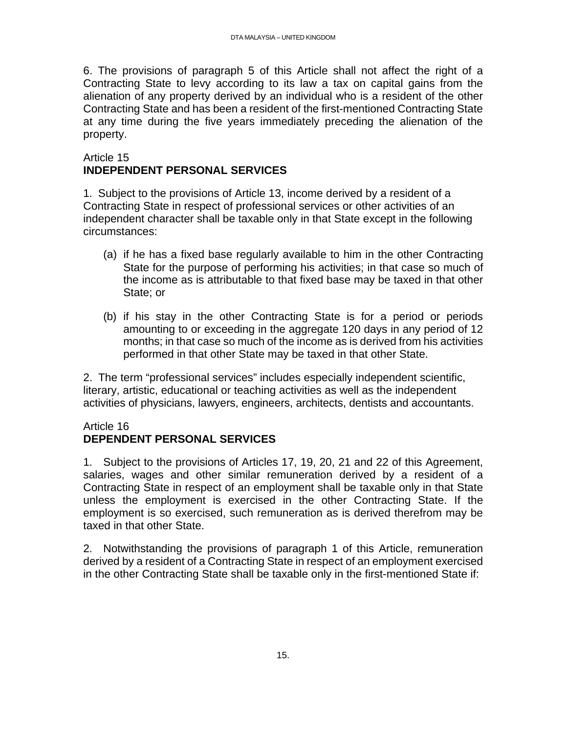6. The provisions of paragraph 5 of this Article shall not affect the right of a Contracting State to levy according to its law a tax on capital gains from the alienation of any property derived by an individual who is a resident of the other Contracting State and has been a resident of the first-mentioned Contracting State at any time during the five years immediately preceding the alienation of the property.

Article 15
**INDEPENDENT PERSONAL SERVICES**

1. Subject to the provisions of Article 13, income derived by a resident of a Contracting State in respect of professional services or other activities of an independent character shall be taxable only in that State except in the following circumstances:

(a) if he has a fixed base regularly available to him in the other Contracting State for the purpose of performing his activities; in that case so much of the income as is attributable to that fixed base may be taxed in that other State; or

(b) if his stay in the other Contracting State is for a period or periods amounting to or exceeding in the aggregate 120 days in any period of 12 months; in that case so much of the income as is derived from his activities performed in that other State may be taxed in that other State.

2. The term "professional services" includes especially independent scientific, literary, artistic, educational or teaching activities as well as the independent activities of physicians, lawyers, engineers, architects, dentists and accountants.

Article 16
**DEPENDENT PERSONAL SERVICES**

1. Subject to the provisions of Articles 17, 19, 20, 21 and 22 of this Agreement, salaries, wages and other similar remuneration derived by a resident of a Contracting State in respect of an employment shall be taxable only in that State unless the employment is exercised in the other Contracting State. If the employment is so exercised, such remuneration as is derived therefrom may be taxed in that other State.

2. Notwithstanding the provisions of paragraph 1 of this Article, remuneration derived by a resident of a Contracting State in respect of an employment exercised in the other Contracting State shall be taxable only in the first-mentioned State if: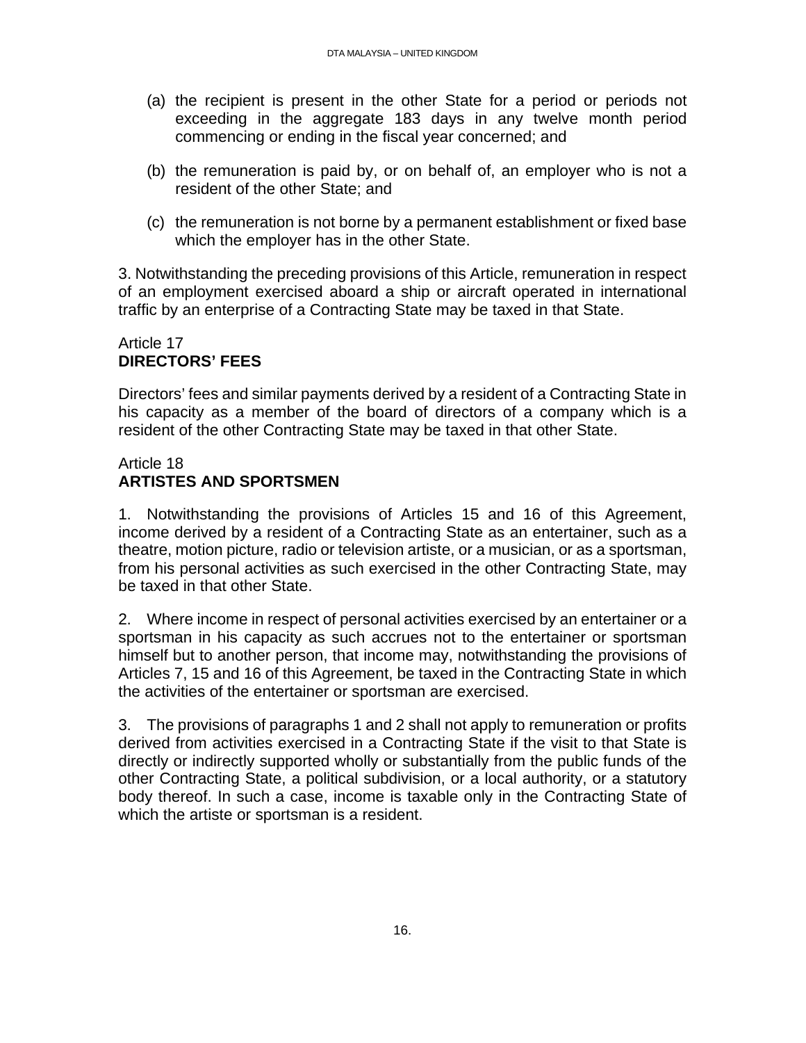(a) the recipient is present in the other State for a period or periods not exceeding in the aggregate 183 days in any twelve month period commencing or ending in the fiscal year concerned; and

(b) the remuneration is paid by, or on behalf of, an employer who is not a resident of the other State; and

(c) the remuneration is not borne by a permanent establishment or fixed base which the employer has in the other State.

3. Notwithstanding the preceding provisions of this Article, remuneration in respect of an employment exercised aboard a ship or aircraft operated in international traffic by an enterprise of a Contracting State may be taxed in that State.

Article 17
**DIRECTORS' FEES**

Directors' fees and similar payments derived by a resident of a Contracting State in his capacity as a member of the board of directors of a company which is a resident of the other Contracting State may be taxed in that other State.

Article 18
**ARTISTES AND SPORTSMEN**

1. Notwithstanding the provisions of Articles 15 and 16 of this Agreement, income derived by a resident of a Contracting State as an entertainer, such as a theatre, motion picture, radio or television artiste, or a musician, or as a sportsman, from his personal activities as such exercised in the other Contracting State, may be taxed in that other State.

2. Where income in respect of personal activities exercised by an entertainer or a sportsman in his capacity as such accrues not to the entertainer or sportsman himself but to another person, that income may, notwithstanding the provisions of Articles 7, 15 and 16 of this Agreement, be taxed in the Contracting State in which the activities of the entertainer or sportsman are exercised.

3. The provisions of paragraphs 1 and 2 shall not apply to remuneration or profits derived from activities exercised in a Contracting State if the visit to that State is directly or indirectly supported wholly or substantially from the public funds of the other Contracting State, a political subdivision, or a local authority, or a statutory body thereof. In such a case, income is taxable only in the Contracting State of which the artiste or sportsman is a resident.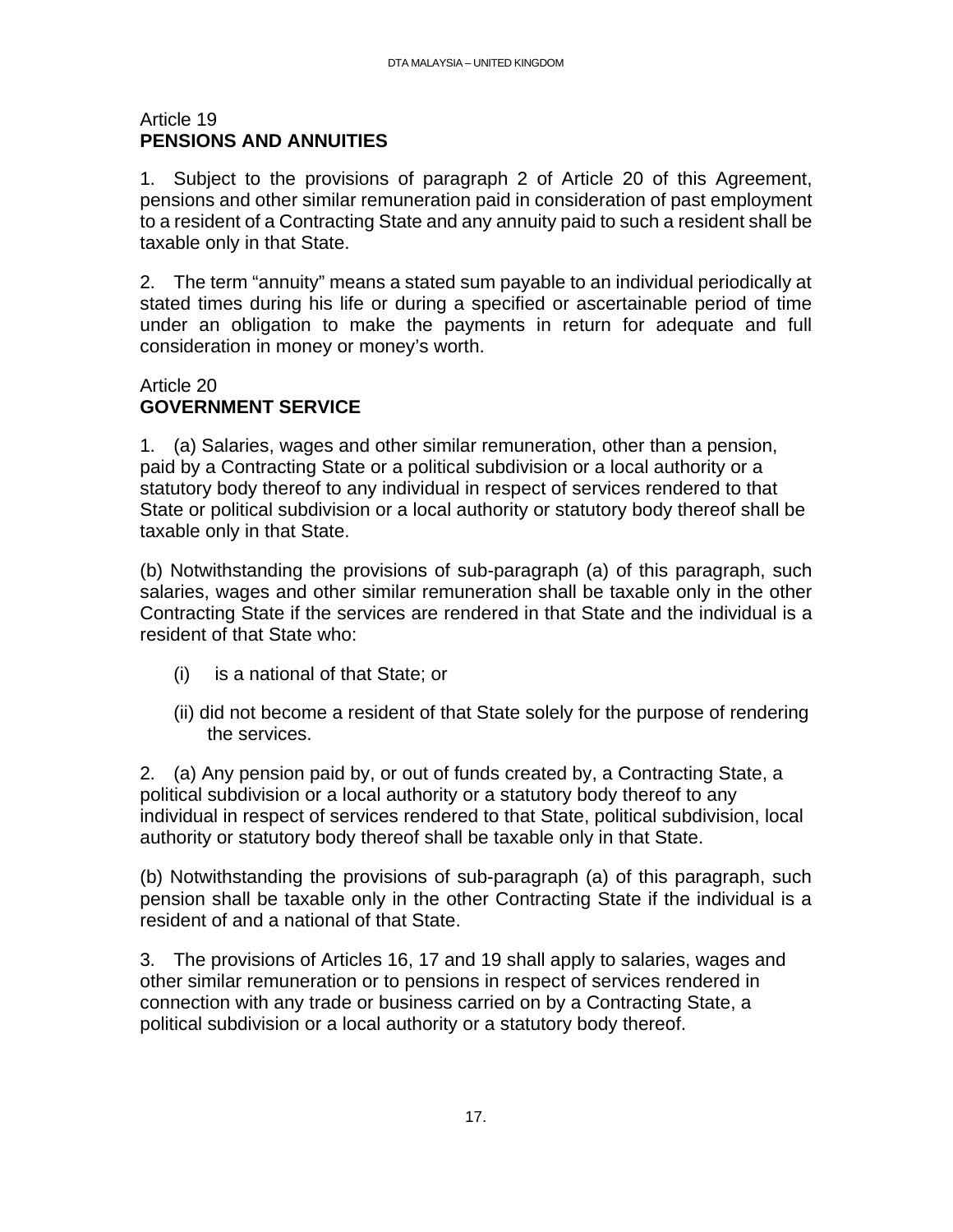Article 19
**PENSIONS AND ANNUITIES**

1. Subject to the provisions of paragraph 2 of Article 20 of this Agreement, pensions and other similar remuneration paid in consideration of past employment to a resident of a Contracting State and any annuity paid to such a resident shall be taxable only in that State.

2. The term "annuity" means a stated sum payable to an individual periodically at stated times during his life or during a specified or ascertainable period of time under an obligation to make the payments in return for adequate and full consideration in money or money's worth.

Article 20
**GOVERNMENT SERVICE**

1. (a) Salaries, wages and other similar remuneration, other than a pension, paid by a Contracting State or a political subdivision or a local authority or a statutory body thereof to any individual in respect of services rendered to that State or political subdivision or a local authority or statutory body thereof shall be taxable only in that State.

(b) Notwithstanding the provisions of sub-paragraph (a) of this paragraph, such salaries, wages and other similar remuneration shall be taxable only in the other Contracting State if the services are rendered in that State and the individual is a resident of that State who:

(i) is a national of that State; or

(ii) did not become a resident of that State solely for the purpose of rendering the services.

2. (a) Any pension paid by, or out of funds created by, a Contracting State, a political subdivision or a local authority or a statutory body thereof to any individual in respect of services rendered to that State, political subdivision, local authority or statutory body thereof shall be taxable only in that State.

(b) Notwithstanding the provisions of sub-paragraph (a) of this paragraph, such pension shall be taxable only in the other Contracting State if the individual is a resident of and a national of that State.

3. The provisions of Articles 16, 17 and 19 shall apply to salaries, wages and other similar remuneration or to pensions in respect of services rendered in connection with any trade or business carried on by a Contracting State, a political subdivision or a local authority or a statutory body thereof.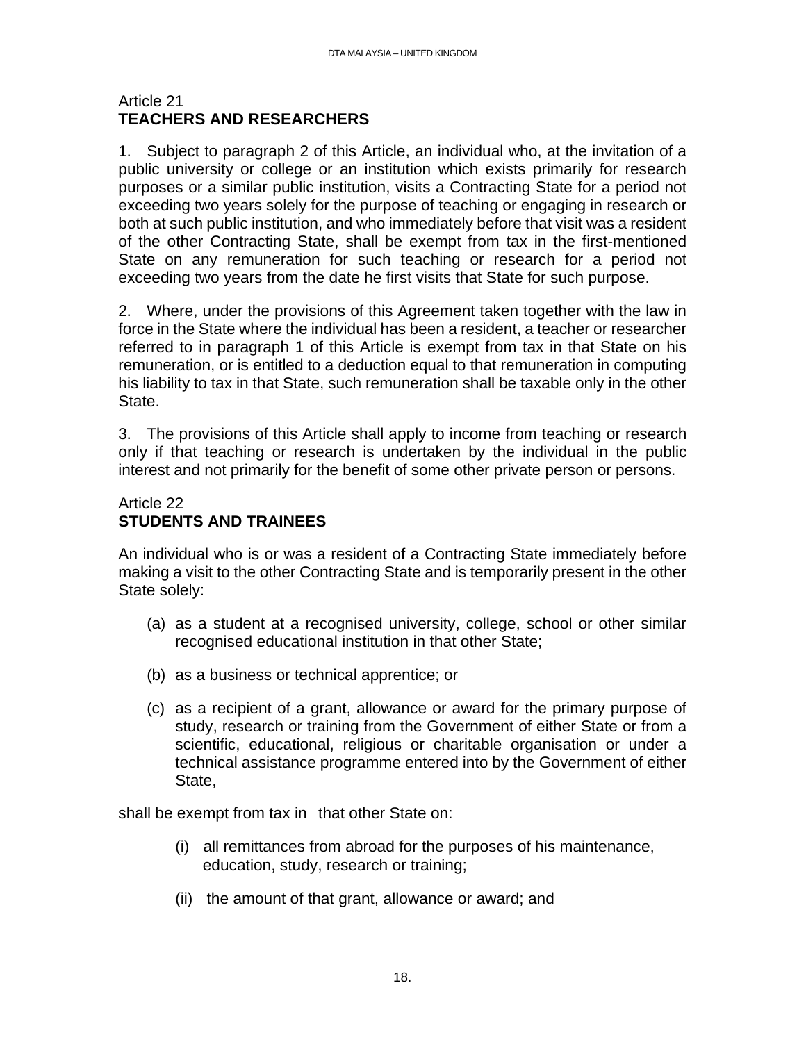## Article 21
## TEACHERS AND RESEARCHERS

1. Subject to paragraph 2 of this Article, an individual who, at the invitation of a public university or college or an institution which exists primarily for research purposes or a similar public institution, visits a Contracting State for a period not exceeding two years solely for the purpose of teaching or engaging in research or both at such public institution, and who immediately before that visit was a resident of the other Contracting State, shall be exempt from tax in the first-mentioned State on any remuneration for such teaching or research for a period not exceeding two years from the date he first visits that State for such purpose.

2. Where, under the provisions of this Agreement taken together with the law in force in the State where the individual has been a resident, a teacher or researcher referred to in paragraph 1 of this Article is exempt from tax in that State on his remuneration, or is entitled to a deduction equal to that remuneration in computing his liability to tax in that State, such remuneration shall be taxable only in the other State.

3. The provisions of this Article shall apply to income from teaching or research only if that teaching or research is undertaken by the individual in the public interest and not primarily for the benefit of some other private person or persons.

## Article 22
## STUDENTS AND TRAINEES

An individual who is or was a resident of a Contracting State immediately before making a visit to the other Contracting State and is temporarily present in the other State solely:

(a) as a student at a recognised university, college, school or other similar recognised educational institution in that other State;

(b) as a business or technical apprentice; or

(c) as a recipient of a grant, allowance or award for the primary purpose of study, research or training from the Government of either State or from a scientific, educational, religious or charitable organisation or under a technical assistance programme entered into by the Government of either State,

shall be exempt from tax in that other State on:

(i) all remittances from abroad for the purposes of his maintenance, education, study, research or training;

(ii) the amount of that grant, allowance or award; and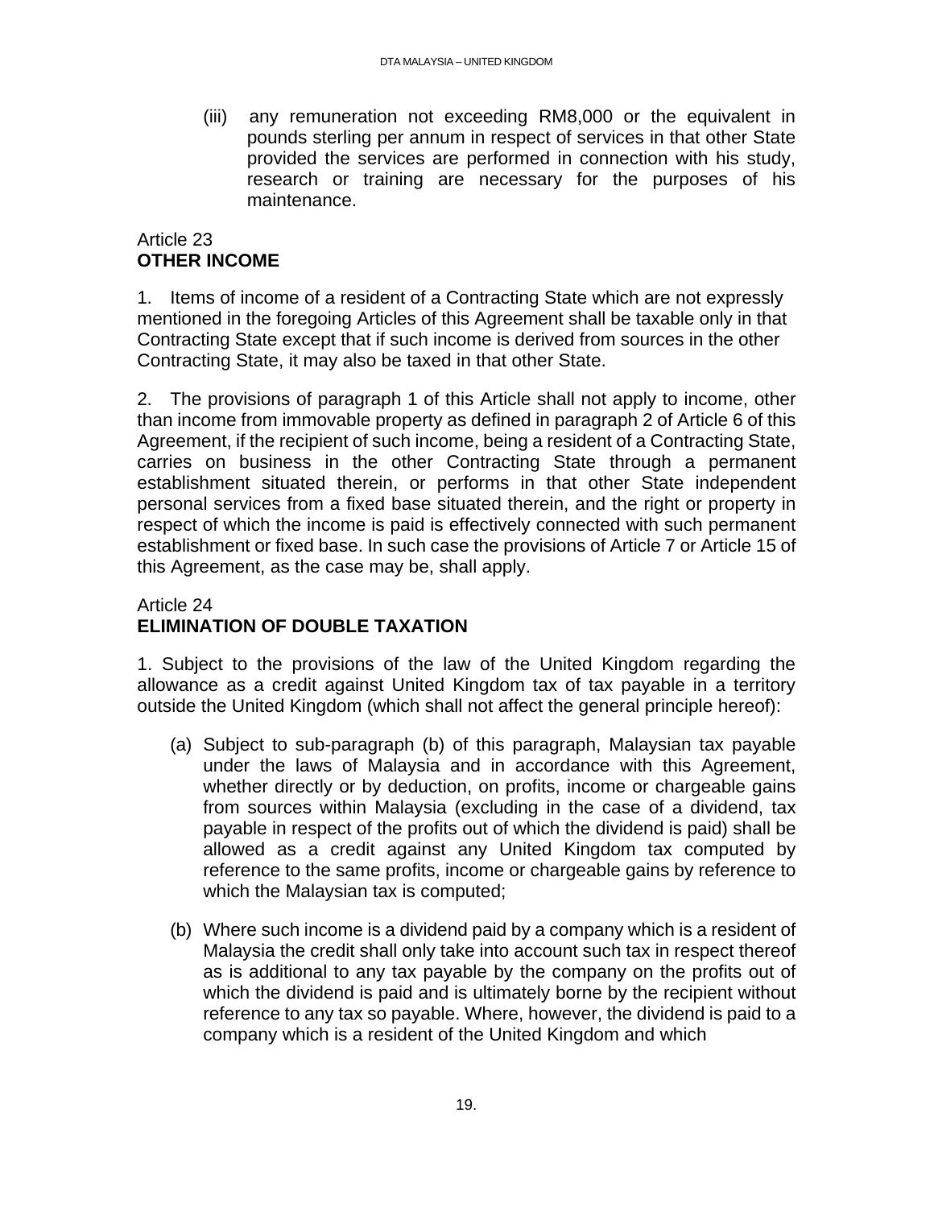(iii) any remuneration not exceeding RM8,000 or the equivalent in pounds sterling per annum in respect of services in that other State provided the services are performed in connection with his study, research or training are necessary for the purposes of his maintenance.

Article 23
**OTHER INCOME**

1. Items of income of a resident of a Contracting State which are not expressly mentioned in the foregoing Articles of this Agreement shall be taxable only in that Contracting State except that if such income is derived from sources in the other Contracting State, it may also be taxed in that other State.

2. The provisions of paragraph 1 of this Article shall not apply to income, other than income from immovable property as defined in paragraph 2 of Article 6 of this Agreement, if the recipient of such income, being a resident of a Contracting State, carries on business in the other Contracting State through a permanent establishment situated therein, or performs in that other State independent personal services from a fixed base situated therein, and the right or property in respect of which the income is paid is effectively connected with such permanent establishment or fixed base. In such case the provisions of Article 7 or Article 15 of this Agreement, as the case may be, shall apply.

Article 24
**ELIMINATION OF DOUBLE TAXATION**

1. Subject to the provisions of the law of the United Kingdom regarding the allowance as a credit against United Kingdom tax of tax payable in a territory outside the United Kingdom (which shall not affect the general principle hereof):

(a) Subject to sub-paragraph (b) of this paragraph, Malaysian tax payable under the laws of Malaysia and in accordance with this Agreement, whether directly or by deduction, on profits, income or chargeable gains from sources within Malaysia (excluding in the case of a dividend, tax payable in respect of the profits out of which the dividend is paid) shall be allowed as a credit against any United Kingdom tax computed by reference to the same profits, income or chargeable gains by reference to which the Malaysian tax is computed;

(b) Where such income is a dividend paid by a company which is a resident of Malaysia the credit shall only take into account such tax in respect thereof as is additional to any tax payable by the company on the profits out of which the dividend is paid and is ultimately borne by the recipient without reference to any tax so payable. Where, however, the dividend is paid to a company which is a resident of the United Kingdom and which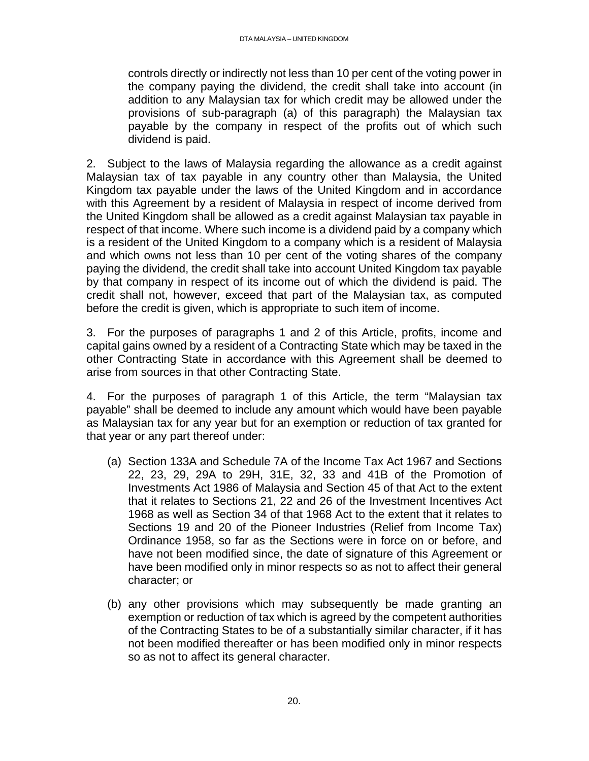controls directly or indirectly not less than 10 per cent of the voting power in the company paying the dividend, the credit shall take into account (in addition to any Malaysian tax for which credit may be allowed under the provisions of sub-paragraph (a) of this paragraph) the Malaysian tax payable by the company in respect of the profits out of which such dividend is paid.

2. Subject to the laws of Malaysia regarding the allowance as a credit against Malaysian tax of tax payable in any country other than Malaysia, the United Kingdom tax payable under the laws of the United Kingdom and in accordance with this Agreement by a resident of Malaysia in respect of income derived from the United Kingdom shall be allowed as a credit against Malaysian tax payable in respect of that income. Where such income is a dividend paid by a company which is a resident of the United Kingdom to a company which is a resident of Malaysia and which owns not less than 10 per cent of the voting shares of the company paying the dividend, the credit shall take into account United Kingdom tax payable by that company in respect of its income out of which the dividend is paid. The credit shall not, however, exceed that part of the Malaysian tax, as computed before the credit is given, which is appropriate to such item of income.

3. For the purposes of paragraphs 1 and 2 of this Article, profits, income and capital gains owned by a resident of a Contracting State which may be taxed in the other Contracting State in accordance with this Agreement shall be deemed to arise from sources in that other Contracting State.

4. For the purposes of paragraph 1 of this Article, the term "Malaysian tax payable" shall be deemed to include any amount which would have been payable as Malaysian tax for any year but for an exemption or reduction of tax granted for that year or any part thereof under:

(a) Section 133A and Schedule 7A of the Income Tax Act 1967 and Sections 22, 23, 29, 29A to 29H, 31E, 32, 33 and 41B of the Promotion of Investments Act 1986 of Malaysia and Section 45 of that Act to the extent that it relates to Sections 21, 22 and 26 of the Investment Incentives Act 1968 as well as Section 34 of that 1968 Act to the extent that it relates to Sections 19 and 20 of the Pioneer Industries (Relief from Income Tax) Ordinance 1958, so far as the Sections were in force on or before, and have not been modified since, the date of signature of this Agreement or have been modified only in minor respects so as not to affect their general character; or

(b) any other provisions which may subsequently be made granting an exemption or reduction of tax which is agreed by the competent authorities of the Contracting States to be of a substantially similar character, if it has not been modified thereafter or has been modified only in minor respects so as not to affect its general character.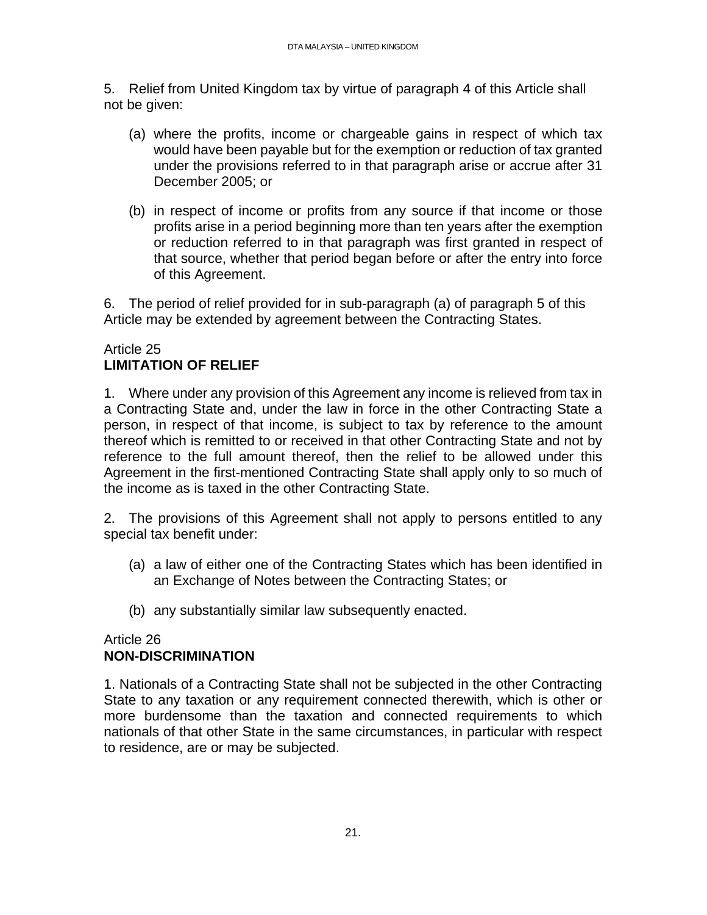5. Relief from United Kingdom tax by virtue of paragraph 4 of this Article shall not be given:

(a) where the profits, income or chargeable gains in respect of which tax would have been payable but for the exemption or reduction of tax granted under the provisions referred to in that paragraph arise or accrue after 31 December 2005; or

(b) in respect of income or profits from any source if that income or those profits arise in a period beginning more than ten years after the exemption or reduction referred to in that paragraph was first granted in respect of that source, whether that period began before or after the entry into force of this Agreement.

6. The period of relief provided for in sub-paragraph (a) of paragraph 5 of this Article may be extended by agreement between the Contracting States.

## Article 25
## LIMITATION OF RELIEF

1. Where under any provision of this Agreement any income is relieved from tax in a Contracting State and, under the law in force in the other Contracting State a person, in respect of that income, is subject to tax by reference to the amount thereof which is remitted to or received in that other Contracting State and not by reference to the full amount thereof, then the relief to be allowed under this Agreement in the first-mentioned Contracting State shall apply only to so much of the income as is taxed in the other Contracting State.

2. The provisions of this Agreement shall not apply to persons entitled to any special tax benefit under:

(a) a law of either one of the Contracting States which has been identified in an Exchange of Notes between the Contracting States; or

(b) any substantially similar law subsequently enacted.

## Article 26
## NON-DISCRIMINATION

1. Nationals of a Contracting State shall not be subjected in the other Contracting State to any taxation or any requirement connected therewith, which is other or more burdensome than the taxation and connected requirements to which nationals of that other State in the same circumstances, in particular with respect to residence, are or may be subjected.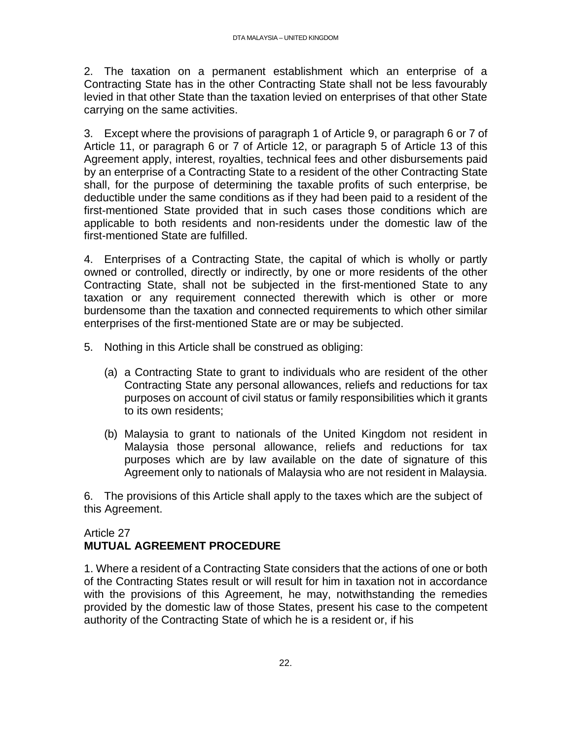2. The taxation on a permanent establishment which an enterprise of a Contracting State has in the other Contracting State shall not be less favourably levied in that other State than the taxation levied on enterprises of that other State carrying on the same activities.

3. Except where the provisions of paragraph 1 of Article 9, or paragraph 6 or 7 of Article 11, or paragraph 6 or 7 of Article 12, or paragraph 5 of Article 13 of this Agreement apply, interest, royalties, technical fees and other disbursements paid by an enterprise of a Contracting State to a resident of the other Contracting State shall, for the purpose of determining the taxable profits of such enterprise, be deductible under the same conditions as if they had been paid to a resident of the first-mentioned State provided that in such cases those conditions which are applicable to both residents and non-residents under the domestic law of the first-mentioned State are fulfilled.

4. Enterprises of a Contracting State, the capital of which is wholly or partly owned or controlled, directly or indirectly, by one or more residents of the other Contracting State, shall not be subjected in the first-mentioned State to any taxation or any requirement connected therewith which is other or more burdensome than the taxation and connected requirements to which other similar enterprises of the first-mentioned State are or may be subjected.

5. Nothing in this Article shall be construed as obliging:

(a) a Contracting State to grant to individuals who are resident of the other Contracting State any personal allowances, reliefs and reductions for tax purposes on account of civil status or family responsibilities which it grants to its own residents;

(b) Malaysia to grant to nationals of the United Kingdom not resident in Malaysia those personal allowance, reliefs and reductions for tax purposes which are by law available on the date of signature of this Agreement only to nationals of Malaysia who are not resident in Malaysia.

6. The provisions of this Article shall apply to the taxes which are the subject of this Agreement.

## Article 27
## MUTUAL AGREEMENT PROCEDURE

1. Where a resident of a Contracting State considers that the actions of one or both of the Contracting States result or will result for him in taxation not in accordance with the provisions of this Agreement, he may, notwithstanding the remedies provided by the domestic law of those States, present his case to the competent authority of the Contracting State of which he is a resident or, if his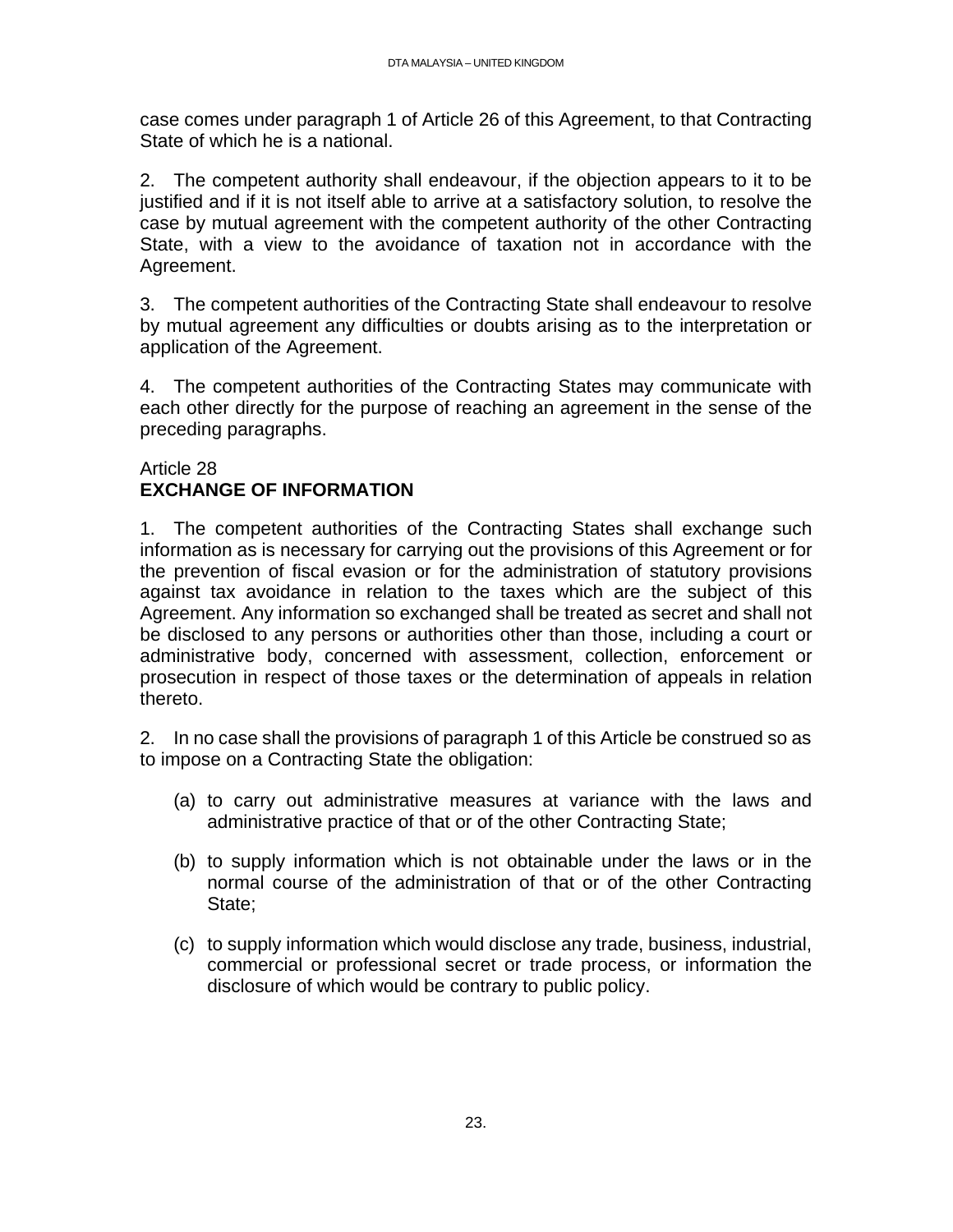case comes under paragraph 1 of Article 26 of this Agreement, to that Contracting State of which he is a national.

2. The competent authority shall endeavour, if the objection appears to it to be justified and if it is not itself able to arrive at a satisfactory solution, to resolve the case by mutual agreement with the competent authority of the other Contracting State, with a view to the avoidance of taxation not in accordance with the Agreement.

3. The competent authorities of the Contracting State shall endeavour to resolve by mutual agreement any difficulties or doubts arising as to the interpretation or application of the Agreement.

4. The competent authorities of the Contracting States may communicate with each other directly for the purpose of reaching an agreement in the sense of the preceding paragraphs.

Article 28
**EXCHANGE OF INFORMATION**

1. The competent authorities of the Contracting States shall exchange such information as is necessary for carrying out the provisions of this Agreement or for the prevention of fiscal evasion or for the administration of statutory provisions against tax avoidance in relation to the taxes which are the subject of this Agreement. Any information so exchanged shall be treated as secret and shall not be disclosed to any persons or authorities other than those, including a court or administrative body, concerned with assessment, collection, enforcement or prosecution in respect of those taxes or the determination of appeals in relation thereto.

2. In no case shall the provisions of paragraph 1 of this Article be construed so as to impose on a Contracting State the obligation:

(a) to carry out administrative measures at variance with the laws and administrative practice of that or of the other Contracting State;

(b) to supply information which is not obtainable under the laws or in the normal course of the administration of that or of the other Contracting State;

(c) to supply information which would disclose any trade, business, industrial, commercial or professional secret or trade process, or information the disclosure of which would be contrary to public policy.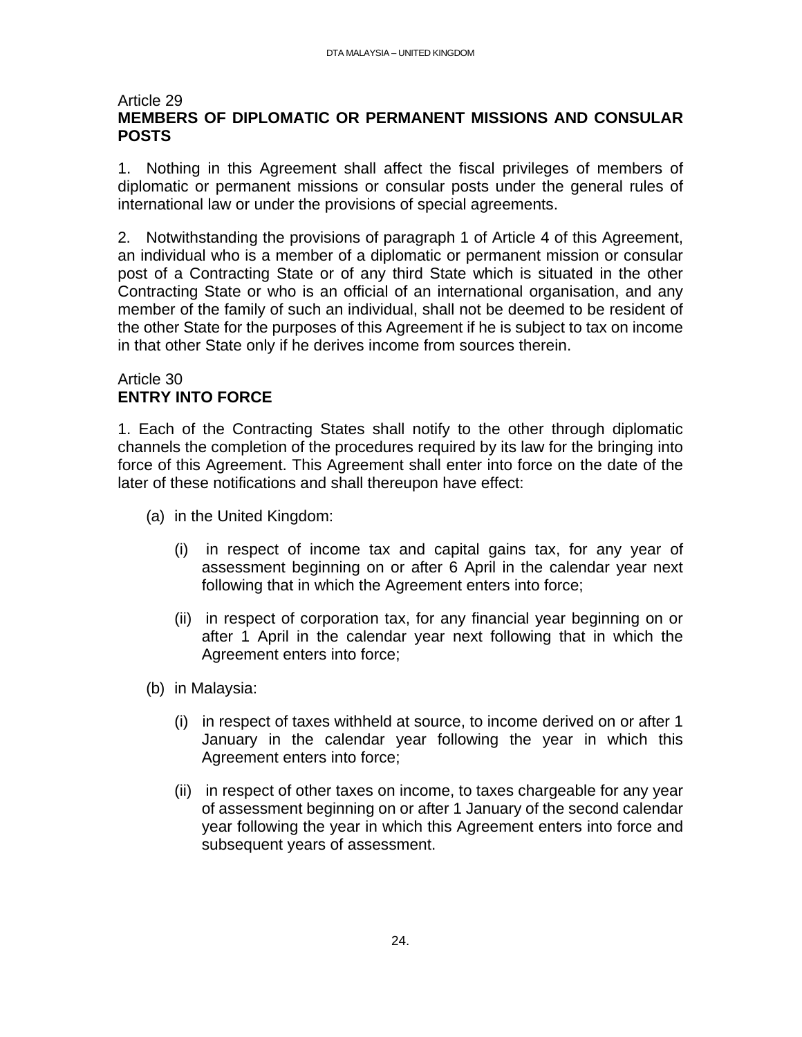## Article 29
## MEMBERS OF DIPLOMATIC OR PERMANENT MISSIONS AND CONSULAR POSTS

1. Nothing in this Agreement shall affect the fiscal privileges of members of diplomatic or permanent missions or consular posts under the general rules of international law or under the provisions of special agreements.

2. Notwithstanding the provisions of paragraph 1 of Article 4 of this Agreement, an individual who is a member of a diplomatic or permanent mission or consular post of a Contracting State or of any third State which is situated in the other Contracting State or who is an official of an international organisation, and any member of the family of such an individual, shall not be deemed to be resident of the other State for the purposes of this Agreement if he is subject to tax on income in that other State only if he derives income from sources therein.

## Article 30
## ENTRY INTO FORCE

1. Each of the Contracting States shall notify to the other through diplomatic channels the completion of the procedures required by its law for the bringing into force of this Agreement. This Agreement shall enter into force on the date of the later of these notifications and shall thereupon have effect:

(a) in the United Kingdom:

  (i) in respect of income tax and capital gains tax, for any year of assessment beginning on or after 6 April in the calendar year next following that in which the Agreement enters into force;

  (ii) in respect of corporation tax, for any financial year beginning on or after 1 April in the calendar year next following that in which the Agreement enters into force;

(b) in Malaysia:

  (i) in respect of taxes withheld at source, to income derived on or after 1 January in the calendar year following the year in which this Agreement enters into force;

  (ii) in respect of other taxes on income, to taxes chargeable for any year of assessment beginning on or after 1 January of the second calendar year following the year in which this Agreement enters into force and subsequent years of assessment.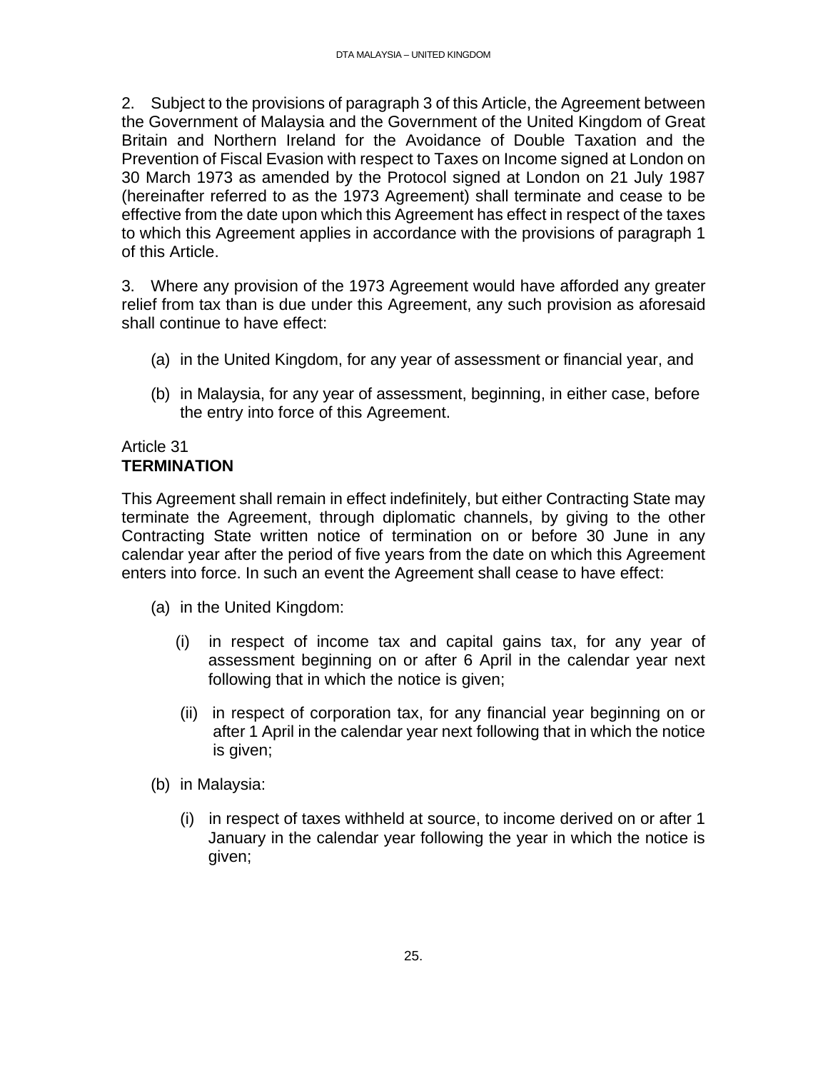2. Subject to the provisions of paragraph 3 of this Article, the Agreement between the Government of Malaysia and the Government of the United Kingdom of Great Britain and Northern Ireland for the Avoidance of Double Taxation and the Prevention of Fiscal Evasion with respect to Taxes on Income signed at London on 30 March 1973 as amended by the Protocol signed at London on 21 July 1987 (hereinafter referred to as the 1973 Agreement) shall terminate and cease to be effective from the date upon which this Agreement has effect in respect of the taxes to which this Agreement applies in accordance with the provisions of paragraph 1 of this Article.

3. Where any provision of the 1973 Agreement would have afforded any greater relief from tax than is due under this Agreement, any such provision as aforesaid shall continue to have effect:

(a) in the United Kingdom, for any year of assessment or financial year, and

(b) in Malaysia, for any year of assessment, beginning, in either case, before the entry into force of this Agreement.

Article 31
**TERMINATION**

This Agreement shall remain in effect indefinitely, but either Contracting State may terminate the Agreement, through diplomatic channels, by giving to the other Contracting State written notice of termination on or before 30 June in any calendar year after the period of five years from the date on which this Agreement enters into force. In such an event the Agreement shall cease to have effect:

(a) in the United Kingdom:

(i) in respect of income tax and capital gains tax, for any year of assessment beginning on or after 6 April in the calendar year next following that in which the notice is given;

(ii) in respect of corporation tax, for any financial year beginning on or after 1 April in the calendar year next following that in which the notice is given;

(b) in Malaysia:

(i) in respect of taxes withheld at source, to income derived on or after 1 January in the calendar year following the year in which the notice is given;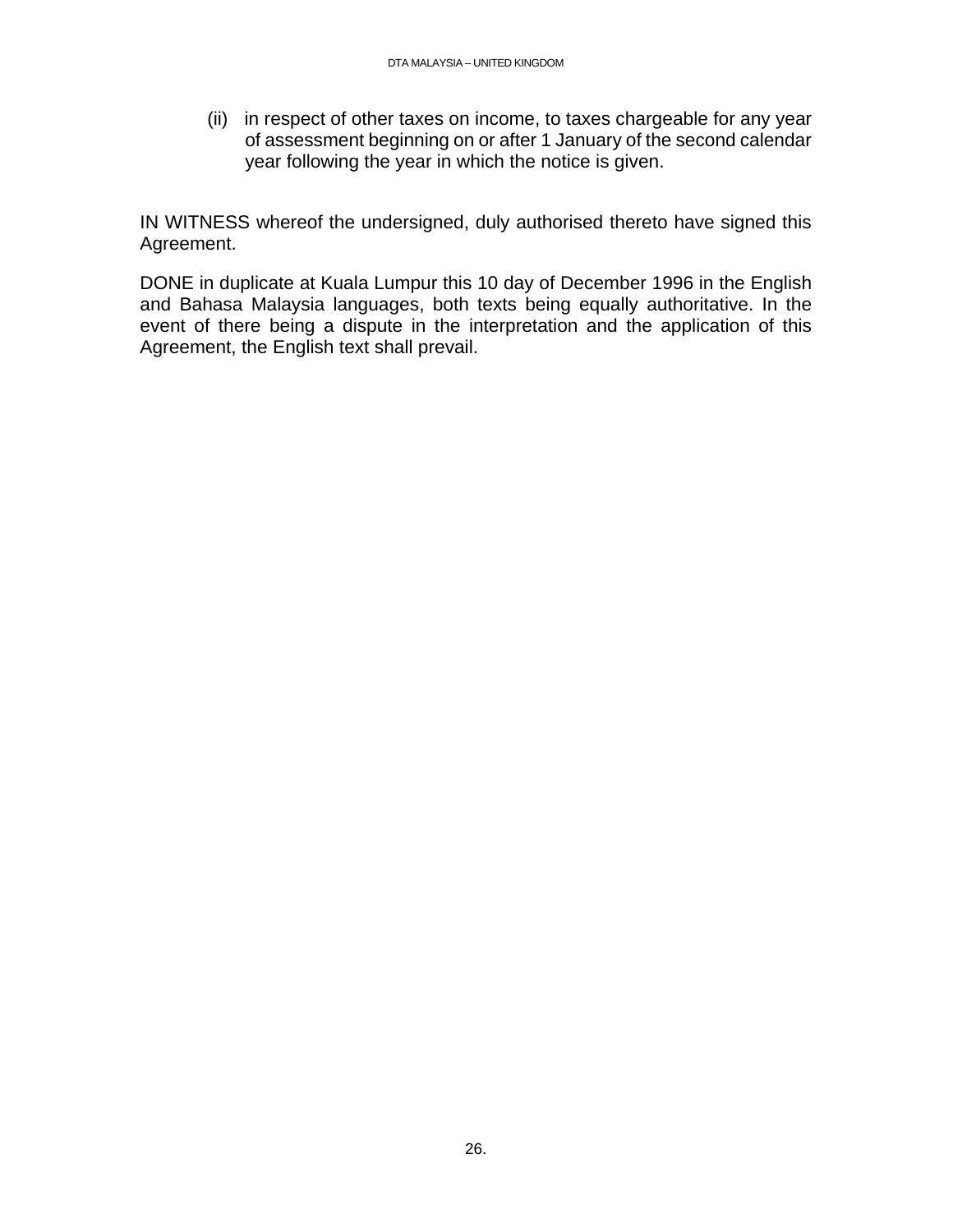(ii) in respect of other taxes on income, to taxes chargeable for any year of assessment beginning on or after 1 January of the second calendar year following the year in which the notice is given.

IN WITNESS whereof the undersigned, duly authorised thereto have signed this Agreement.

DONE in duplicate at Kuala Lumpur this 10 day of December 1996 in the English and Bahasa Malaysia languages, both texts being equally authoritative. In the event of there being a dispute in the interpretation and the application of this Agreement, the English text shall prevail.